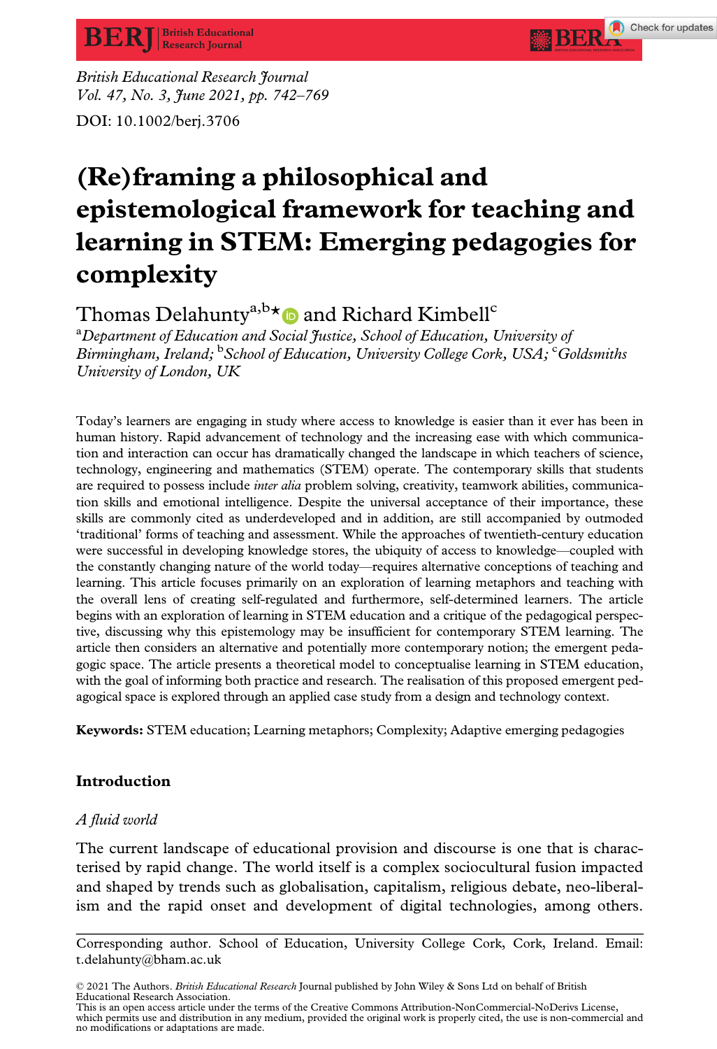British Educational Research Journal
Vol. 47, No. 3, June 2021, pp. 742–769

DOI: 10.1002/berj.3706

# (Re)framing a philosophical and epistemological framework for teaching and learning in STEM: Emerging pedagogies for complexity

Thomas Delahunty[a,b]* and Richard Kimbell[c]

[a]*Department of Education and Social Justice, School of Education, University of Birmingham, Ireland;* [b]*School of Education, University College Cork, USA;* [c]*Goldsmiths University of London, UK*

Today's learners are engaging in study where access to knowledge is easier than it ever has been in human history. Rapid advancement of technology and the increasing ease with which communication and interaction can occur has dramatically changed the landscape in which teachers of science, technology, engineering and mathematics (STEM) operate. The contemporary skills that students are required to possess include *inter alia* problem solving, creativity, teamwork abilities, communication skills and emotional intelligence. Despite the universal acceptance of their importance, these skills are commonly cited as underdeveloped and in addition, are still accompanied by outmoded 'traditional' forms of teaching and assessment. While the approaches of twentieth-century education were successful in developing knowledge stores, the ubiquity of access to knowledge—coupled with the constantly changing nature of the world today—requires alternative conceptions of teaching and learning. This article focuses primarily on an exploration of learning metaphors and teaching with the overall lens of creating self-regulated and furthermore, self-determined learners. The article begins with an exploration of learning in STEM education and a critique of the pedagogical perspective, discussing why this epistemology may be insufficient for contemporary STEM learning. The article then considers an alternative and potentially more contemporary notion; the emergent pedagogic space. The article presents a theoretical model to conceptualise learning in STEM education, with the goal of informing both practice and research. The realisation of this proposed emergent pedagogical space is explored through an applied case study from a design and technology context.

**Keywords:** STEM education; Learning metaphors; Complexity; Adaptive emerging pedagogies

## Introduction

### *A fluid world*

The current landscape of educational provision and discourse is one that is characterised by rapid change. The world itself is a complex sociocultural fusion impacted and shaped by trends such as globalisation, capitalism, religious debate, neo-liberalism and the rapid onset and development of digital technologies, among others.

Corresponding author. School of Education, University College Cork, Cork, Ireland. Email: t.delahunty@bham.ac.uk

© 2021 The Authors. *British Educational Research* Journal published by John Wiley & Sons Ltd on behalf of British Educational Research Association.
This is an open access article under the terms of the Creative Commons Attribution-NonCommercial-NoDerivs License, which permits use and distribution in any medium, provided the original work is properly cited, the use is non-commercial and no modifications or adaptations are made.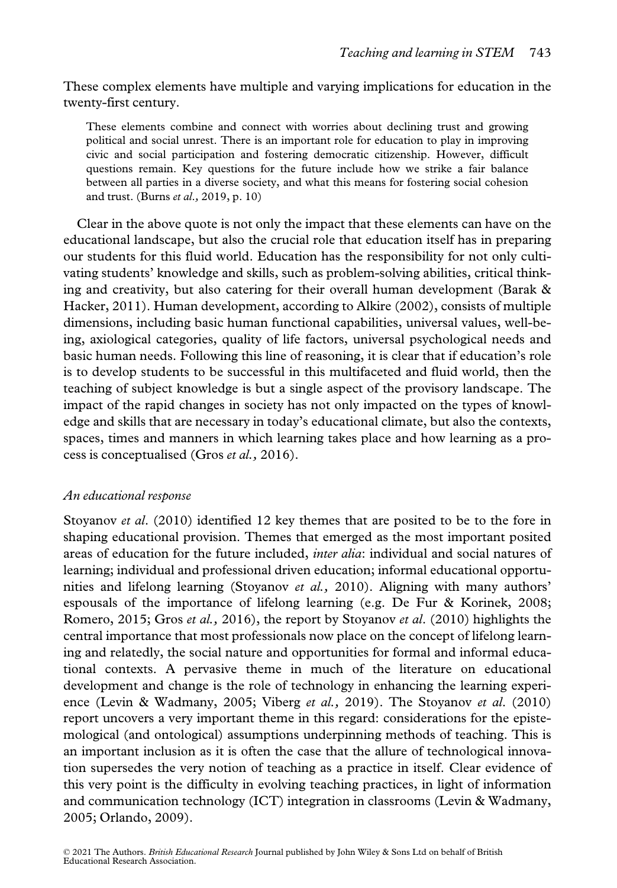These complex elements have multiple and varying implications for education in the twenty-first century.

> These elements combine and connect with worries about declining trust and growing political and social unrest. There is an important role for education to play in improving civic and social participation and fostering democratic citizenship. However, difficult questions remain. Key questions for the future include how we strike a fair balance between all parties in a diverse society, and what this means for fostering social cohesion and trust. (Burns *et al.,* 2019, p. 10)

Clear in the above quote is not only the impact that these elements can have on the educational landscape, but also the crucial role that education itself has in preparing our students for this fluid world. Education has the responsibility for not only cultivating students' knowledge and skills, such as problem-solving abilities, critical thinking and creativity, but also catering for their overall human development (Barak & Hacker, 2011). Human development, according to Alkire (2002), consists of multiple dimensions, including basic human functional capabilities, universal values, well-being, axiological categories, quality of life factors, universal psychological needs and basic human needs. Following this line of reasoning, it is clear that if education's role is to develop students to be successful in this multifaceted and fluid world, then the teaching of subject knowledge is but a single aspect of the provisory landscape. The impact of the rapid changes in society has not only impacted on the types of knowledge and skills that are necessary in today's educational climate, but also the contexts, spaces, times and manners in which learning takes place and how learning as a process is conceptualised (Gros *et al.,* 2016).

### *An educational response*

Stoyanov *et al*. (2010) identified 12 key themes that are posited to be to the fore in shaping educational provision. Themes that emerged as the most important posited areas of education for the future included, *inter alia*: individual and social natures of learning; individual and professional driven education; informal educational opportunities and lifelong learning (Stoyanov *et al.,* 2010). Aligning with many authors' espousals of the importance of lifelong learning (e.g. De Fur & Korinek, 2008; Romero, 2015; Gros *et al.,* 2016), the report by Stoyanov *et al*. (2010) highlights the central importance that most professionals now place on the concept of lifelong learning and relatedly, the social nature and opportunities for formal and informal educational contexts. A pervasive theme in much of the literature on educational development and change is the role of technology in enhancing the learning experience (Levin & Wadmany, 2005; Viberg *et al.,* 2019). The Stoyanov *et al*. (2010) report uncovers a very important theme in this regard: considerations for the epistemological (and ontological) assumptions underpinning methods of teaching. This is an important inclusion as it is often the case that the allure of technological innovation supersedes the very notion of teaching as a practice in itself. Clear evidence of this very point is the difficulty in evolving teaching practices, in light of information and communication technology (ICT) integration in classrooms (Levin & Wadmany, 2005; Orlando, 2009).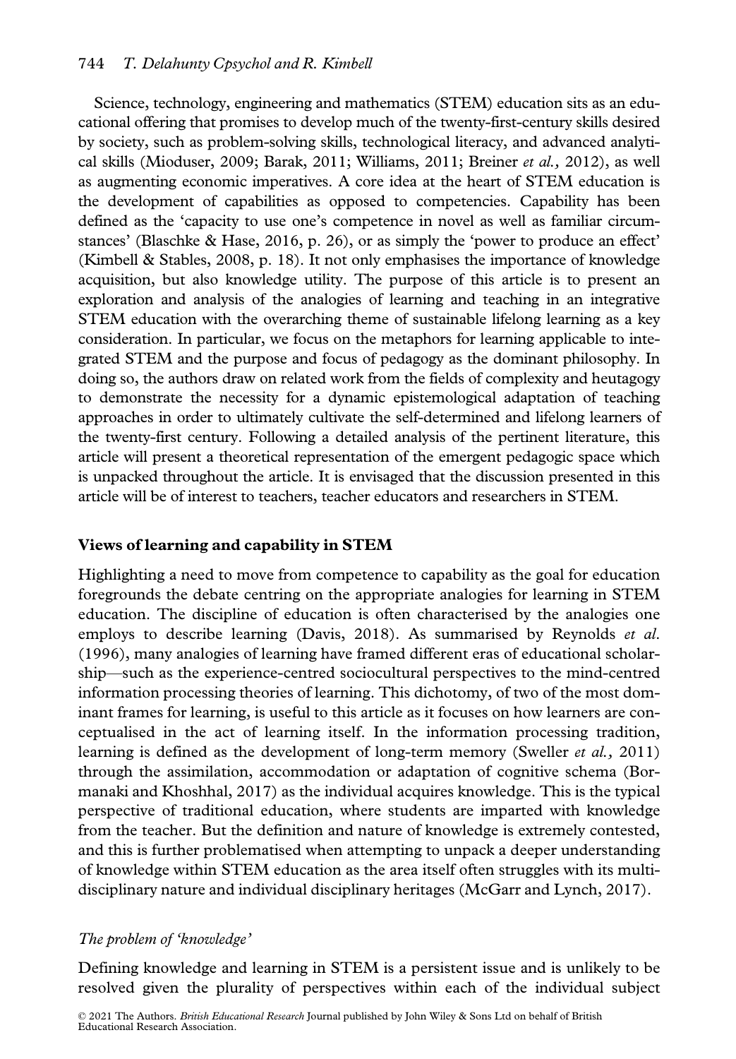Science, technology, engineering and mathematics (STEM) education sits as an educational offering that promises to develop much of the twenty-first-century skills desired by society, such as problem-solving skills, technological literacy, and advanced analytical skills (Mioduser, 2009; Barak, 2011; Williams, 2011; Breiner *et al.,* 2012), as well as augmenting economic imperatives. A core idea at the heart of STEM education is the development of capabilities as opposed to competencies. Capability has been defined as the 'capacity to use one's competence in novel as well as familiar circumstances' (Blaschke & Hase, 2016, p. 26), or as simply the 'power to produce an effect' (Kimbell & Stables, 2008, p. 18). It not only emphasises the importance of knowledge acquisition, but also knowledge utility. The purpose of this article is to present an exploration and analysis of the analogies of learning and teaching in an integrative STEM education with the overarching theme of sustainable lifelong learning as a key consideration. In particular, we focus on the metaphors for learning applicable to integrated STEM and the purpose and focus of pedagogy as the dominant philosophy. In doing so, the authors draw on related work from the fields of complexity and heutagogy to demonstrate the necessity for a dynamic epistemological adaptation of teaching approaches in order to ultimately cultivate the self-determined and lifelong learners of the twenty-first century. Following a detailed analysis of the pertinent literature, this article will present a theoretical representation of the emergent pedagogic space which is unpacked throughout the article. It is envisaged that the discussion presented in this article will be of interest to teachers, teacher educators and researchers in STEM.

## Views of learning and capability in STEM

Highlighting a need to move from competence to capability as the goal for education foregrounds the debate centring on the appropriate analogies for learning in STEM education. The discipline of education is often characterised by the analogies one employs to describe learning (Davis, 2018). As summarised by Reynolds *et al.* (1996), many analogies of learning have framed different eras of educational scholarship—such as the experience-centred sociocultural perspectives to the mind-centred information processing theories of learning. This dichotomy, of two of the most dominant frames for learning, is useful to this article as it focuses on how learners are conceptualised in the act of learning itself. In the information processing tradition, learning is defined as the development of long-term memory (Sweller *et al.,* 2011) through the assimilation, accommodation or adaptation of cognitive schema (Bormanaki and Khoshhal, 2017) as the individual acquires knowledge. This is the typical perspective of traditional education, where students are imparted with knowledge from the teacher. But the definition and nature of knowledge is extremely contested, and this is further problematised when attempting to unpack a deeper understanding of knowledge within STEM education as the area itself often struggles with its multidisciplinary nature and individual disciplinary heritages (McGarr and Lynch, 2017).

### *The problem of 'knowledge'*

Defining knowledge and learning in STEM is a persistent issue and is unlikely to be resolved given the plurality of perspectives within each of the individual subject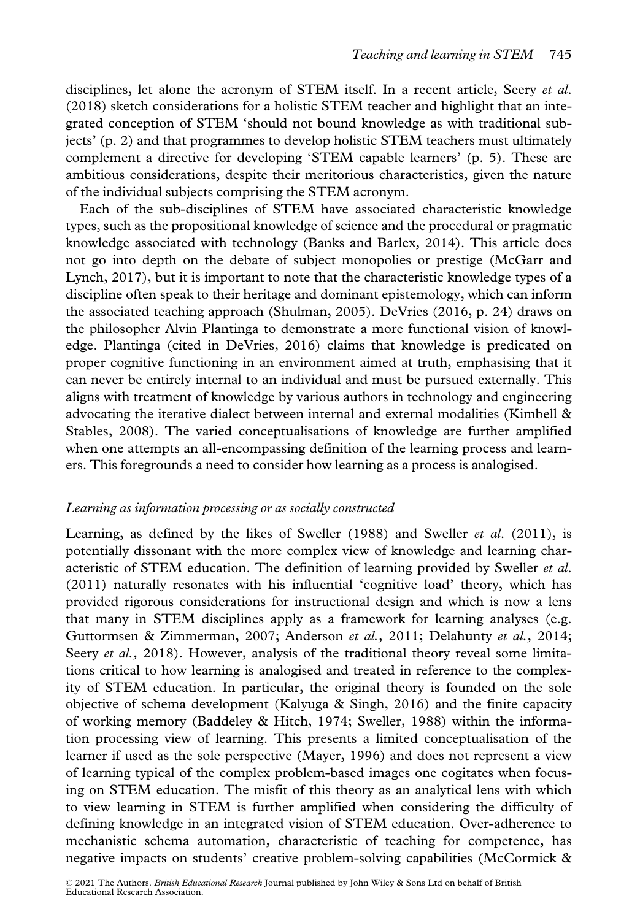disciplines, let alone the acronym of STEM itself. In a recent article, Seery *et al.* (2018) sketch considerations for a holistic STEM teacher and highlight that an integrated conception of STEM 'should not bound knowledge as with traditional subjects' (p. 2) and that programmes to develop holistic STEM teachers must ultimately complement a directive for developing 'STEM capable learners' (p. 5). These are ambitious considerations, despite their meritorious characteristics, given the nature of the individual subjects comprising the STEM acronym.

Each of the sub-disciplines of STEM have associated characteristic knowledge types, such as the propositional knowledge of science and the procedural or pragmatic knowledge associated with technology (Banks and Barlex, 2014). This article does not go into depth on the debate of subject monopolies or prestige (McGarr and Lynch, 2017), but it is important to note that the characteristic knowledge types of a discipline often speak to their heritage and dominant epistemology, which can inform the associated teaching approach (Shulman, 2005). DeVries (2016, p. 24) draws on the philosopher Alvin Plantinga to demonstrate a more functional vision of knowledge. Plantinga (cited in DeVries, 2016) claims that knowledge is predicated on proper cognitive functioning in an environment aimed at truth, emphasising that it can never be entirely internal to an individual and must be pursued externally. This aligns with treatment of knowledge by various authors in technology and engineering advocating the iterative dialect between internal and external modalities (Kimbell & Stables, 2008). The varied conceptualisations of knowledge are further amplified when one attempts an all-encompassing definition of the learning process and learners. This foregrounds a need to consider how learning as a process is analogised.

### *Learning as information processing or as socially constructed*

Learning, as defined by the likes of Sweller (1988) and Sweller *et al.* (2011), is potentially dissonant with the more complex view of knowledge and learning characteristic of STEM education. The definition of learning provided by Sweller *et al.* (2011) naturally resonates with his influential 'cognitive load' theory, which has provided rigorous considerations for instructional design and which is now a lens that many in STEM disciplines apply as a framework for learning analyses (e.g. Guttormsen & Zimmerman, 2007; Anderson *et al.,* 2011; Delahunty *et al.,* 2014; Seery *et al.,* 2018). However, analysis of the traditional theory reveal some limitations critical to how learning is analogised and treated in reference to the complexity of STEM education. In particular, the original theory is founded on the sole objective of schema development (Kalyuga & Singh, 2016) and the finite capacity of working memory (Baddeley & Hitch, 1974; Sweller, 1988) within the information processing view of learning. This presents a limited conceptualisation of the learner if used as the sole perspective (Mayer, 1996) and does not represent a view of learning typical of the complex problem-based images one cogitates when focusing on STEM education. The misfit of this theory as an analytical lens with which to view learning in STEM is further amplified when considering the difficulty of defining knowledge in an integrated vision of STEM education. Over-adherence to mechanistic schema automation, characteristic of teaching for competence, has negative impacts on students' creative problem-solving capabilities (McCormick &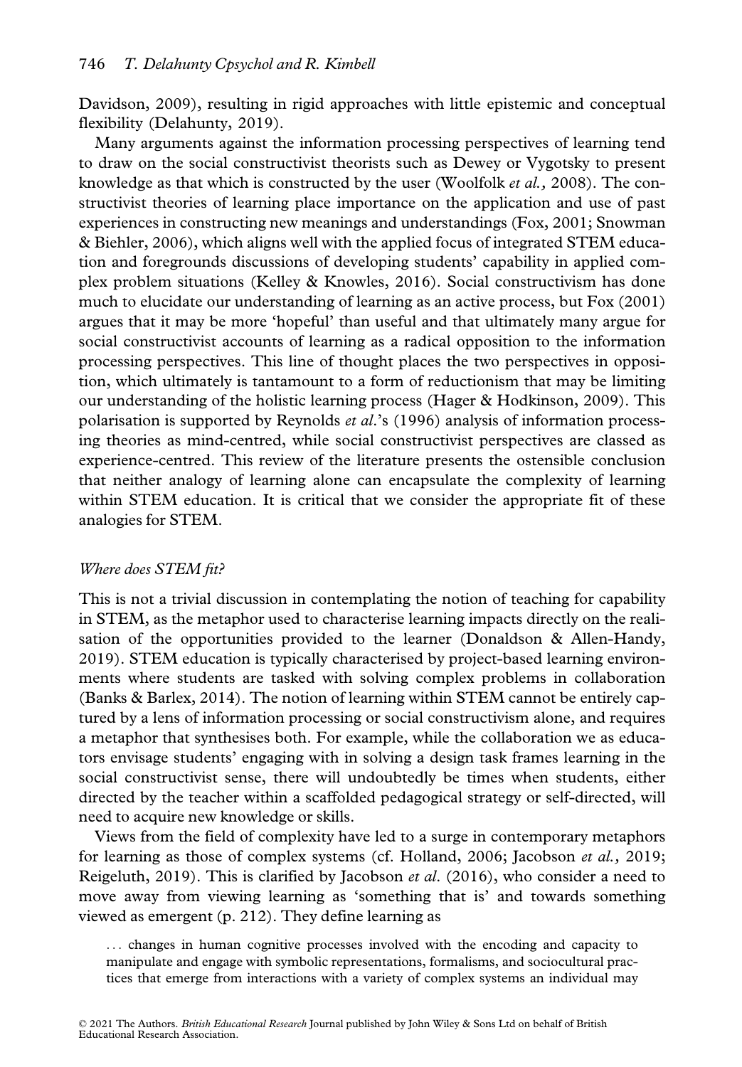Davidson, 2009), resulting in rigid approaches with little epistemic and conceptual flexibility (Delahunty, 2019).

Many arguments against the information processing perspectives of learning tend to draw on the social constructivist theorists such as Dewey or Vygotsky to present knowledge as that which is constructed by the user (Woolfolk *et al.,* 2008). The constructivist theories of learning place importance on the application and use of past experiences in constructing new meanings and understandings (Fox, 2001; Snowman & Biehler, 2006), which aligns well with the applied focus of integrated STEM education and foregrounds discussions of developing students' capability in applied complex problem situations (Kelley & Knowles, 2016). Social constructivism has done much to elucidate our understanding of learning as an active process, but Fox (2001) argues that it may be more 'hopeful' than useful and that ultimately many argue for social constructivist accounts of learning as a radical opposition to the information processing perspectives. This line of thought places the two perspectives in opposition, which ultimately is tantamount to a form of reductionism that may be limiting our understanding of the holistic learning process (Hager & Hodkinson, 2009). This polarisation is supported by Reynolds *et al.*'s (1996) analysis of information processing theories as mind-centred, while social constructivist perspectives are classed as experience-centred. This review of the literature presents the ostensible conclusion that neither analogy of learning alone can encapsulate the complexity of learning within STEM education. It is critical that we consider the appropriate fit of these analogies for STEM.

### *Where does STEM fit?*

This is not a trivial discussion in contemplating the notion of teaching for capability in STEM, as the metaphor used to characterise learning impacts directly on the realisation of the opportunities provided to the learner (Donaldson & Allen-Handy, 2019). STEM education is typically characterised by project-based learning environments where students are tasked with solving complex problems in collaboration (Banks & Barlex, 2014). The notion of learning within STEM cannot be entirely captured by a lens of information processing or social constructivism alone, and requires a metaphor that synthesises both. For example, while the collaboration we as educators envisage students' engaging with in solving a design task frames learning in the social constructivist sense, there will undoubtedly be times when students, either directed by the teacher within a scaffolded pedagogical strategy or self-directed, will need to acquire new knowledge or skills.

Views from the field of complexity have led to a surge in contemporary metaphors for learning as those of complex systems (cf. Holland, 2006; Jacobson *et al.,* 2019; Reigeluth, 2019). This is clarified by Jacobson *et al.* (2016), who consider a need to move away from viewing learning as 'something that is' and towards something viewed as emergent (p. 212). They define learning as

> ... changes in human cognitive processes involved with the encoding and capacity to manipulate and engage with symbolic representations, formalisms, and sociocultural practices that emerge from interactions with a variety of complex systems an individual may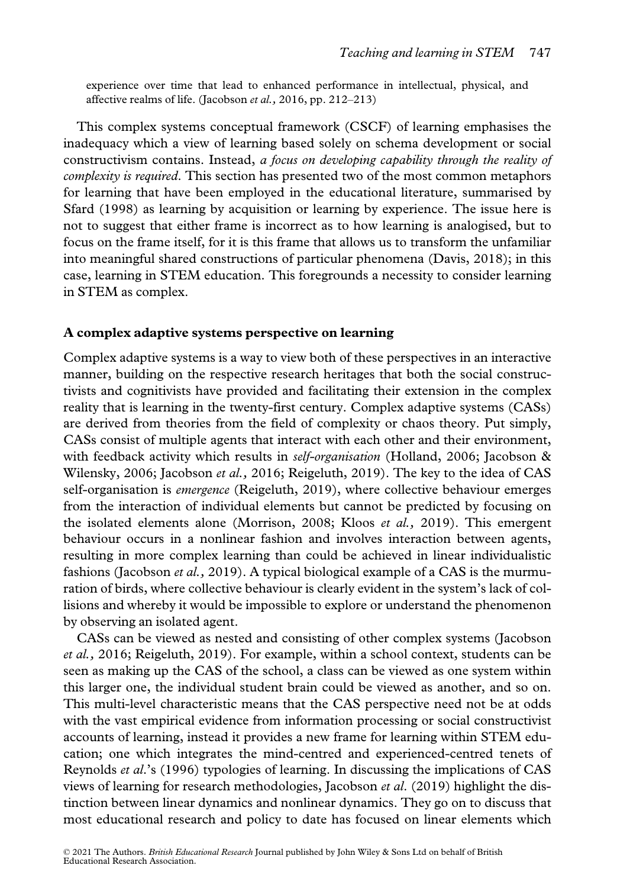> experience over time that lead to enhanced performance in intellectual, physical, and affective realms of life. (Jacobson *et al.*, 2016, pp. 212–213)

This complex systems conceptual framework (CSCF) of learning emphasises the inadequacy which a view of learning based solely on schema development or social constructivism contains. Instead, *a focus on developing capability through the reality of complexity is required*. This section has presented two of the most common metaphors for learning that have been employed in the educational literature, summarised by Sfard (1998) as learning by acquisition or learning by experience. The issue here is not to suggest that either frame is incorrect as to how learning is analogised, but to focus on the frame itself, for it is this frame that allows us to transform the unfamiliar into meaningful shared constructions of particular phenomena (Davis, 2018); in this case, learning in STEM education. This foregrounds a necessity to consider learning in STEM as complex.

## A complex adaptive systems perspective on learning

Complex adaptive systems is a way to view both of these perspectives in an interactive manner, building on the respective research heritages that both the social constructivists and cognitivists have provided and facilitating their extension in the complex reality that is learning in the twenty-first century. Complex adaptive systems (CASs) are derived from theories from the field of complexity or chaos theory. Put simply, CASs consist of multiple agents that interact with each other and their environment, with feedback activity which results in *self-organisation* (Holland, 2006; Jacobson & Wilensky, 2006; Jacobson *et al.*, 2016; Reigeluth, 2019). The key to the idea of CAS self-organisation is *emergence* (Reigeluth, 2019), where collective behaviour emerges from the interaction of individual elements but cannot be predicted by focusing on the isolated elements alone (Morrison, 2008; Kloos *et al.*, 2019). This emergent behaviour occurs in a nonlinear fashion and involves interaction between agents, resulting in more complex learning than could be achieved in linear individualistic fashions (Jacobson *et al.*, 2019). A typical biological example of a CAS is the murmuration of birds, where collective behaviour is clearly evident in the system's lack of collisions and whereby it would be impossible to explore or understand the phenomenon by observing an isolated agent.

CASs can be viewed as nested and consisting of other complex systems (Jacobson *et al.*, 2016; Reigeluth, 2019). For example, within a school context, students can be seen as making up the CAS of the school, a class can be viewed as one system within this larger one, the individual student brain could be viewed as another, and so on. This multi-level characteristic means that the CAS perspective need not be at odds with the vast empirical evidence from information processing or social constructivist accounts of learning, instead it provides a new frame for learning within STEM education; one which integrates the mind-centred and experienced-centred tenets of Reynolds *et al.*'s (1996) typologies of learning. In discussing the implications of CAS views of learning for research methodologies, Jacobson *et al.* (2019) highlight the distinction between linear dynamics and nonlinear dynamics. They go on to discuss that most educational research and policy to date has focused on linear elements which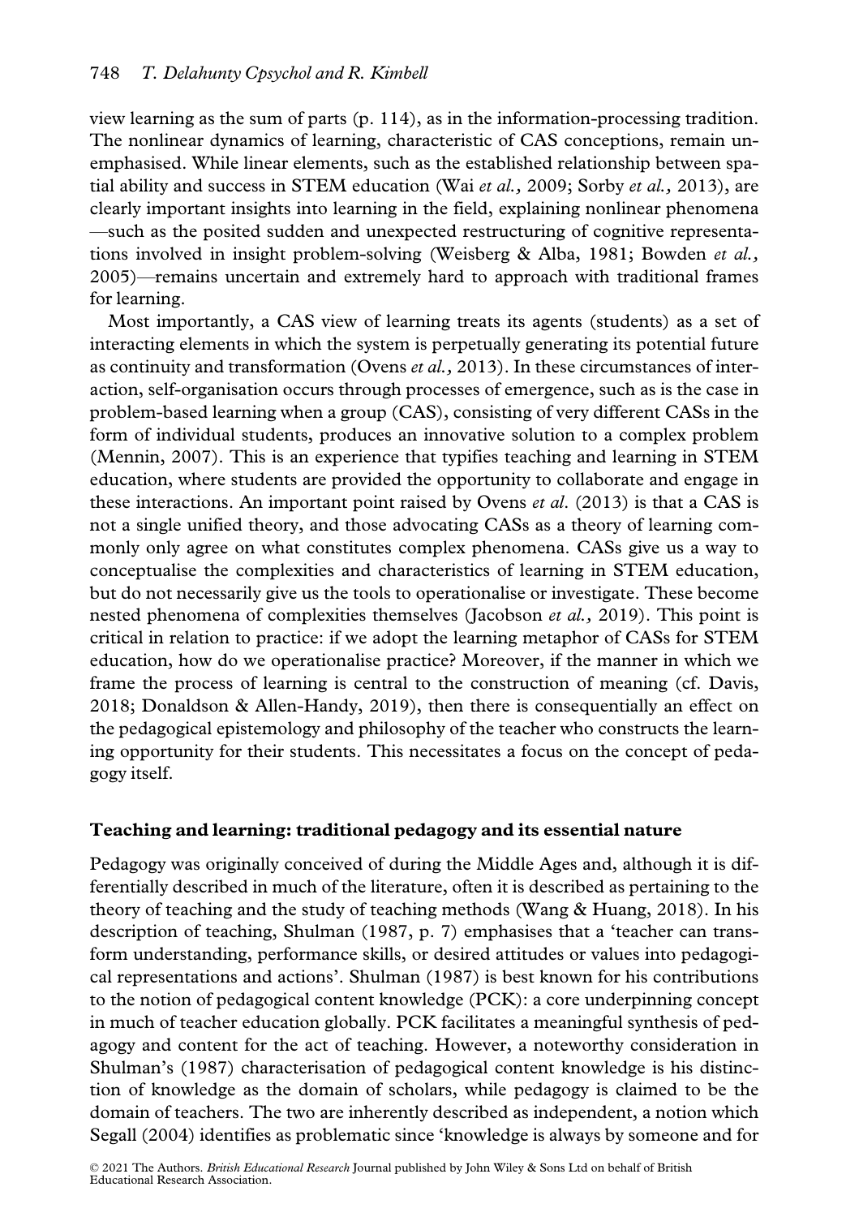view learning as the sum of parts (p. 114), as in the information-processing tradition. The nonlinear dynamics of learning, characteristic of CAS conceptions, remain unemphasised. While linear elements, such as the established relationship between spatial ability and success in STEM education (Wai *et al.,* 2009; Sorby *et al.,* 2013), are clearly important insights into learning in the field, explaining nonlinear phenomena—such as the posited sudden and unexpected restructuring of cognitive representations involved in insight problem-solving (Weisberg & Alba, 1981; Bowden *et al.,* 2005)—remains uncertain and extremely hard to approach with traditional frames for learning.

Most importantly, a CAS view of learning treats its agents (students) as a set of interacting elements in which the system is perpetually generating its potential future as continuity and transformation (Ovens *et al.,* 2013). In these circumstances of interaction, self-organisation occurs through processes of emergence, such as is the case in problem-based learning when a group (CAS), consisting of very different CASs in the form of individual students, produces an innovative solution to a complex problem (Mennin, 2007). This is an experience that typifies teaching and learning in STEM education, where students are provided the opportunity to collaborate and engage in these interactions. An important point raised by Ovens *et al.* (2013) is that a CAS is not a single unified theory, and those advocating CASs as a theory of learning commonly only agree on what constitutes complex phenomena. CASs give us a way to conceptualise the complexities and characteristics of learning in STEM education, but do not necessarily give us the tools to operationalise or investigate. These become nested phenomena of complexities themselves (Jacobson *et al.,* 2019). This point is critical in relation to practice: if we adopt the learning metaphor of CASs for STEM education, how do we operationalise practice? Moreover, if the manner in which we frame the process of learning is central to the construction of meaning (cf. Davis, 2018; Donaldson & Allen-Handy, 2019), then there is consequentially an effect on the pedagogical epistemology and philosophy of the teacher who constructs the learning opportunity for their students. This necessitates a focus on the concept of pedagogy itself.

## Teaching and learning: traditional pedagogy and its essential nature

Pedagogy was originally conceived of during the Middle Ages and, although it is differentially described in much of the literature, often it is described as pertaining to the theory of teaching and the study of teaching methods (Wang & Huang, 2018). In his description of teaching, Shulman (1987, p. 7) emphasises that a 'teacher can transform understanding, performance skills, or desired attitudes or values into pedagogical representations and actions'. Shulman (1987) is best known for his contributions to the notion of pedagogical content knowledge (PCK): a core underpinning concept in much of teacher education globally. PCK facilitates a meaningful synthesis of pedagogy and content for the act of teaching. However, a noteworthy consideration in Shulman's (1987) characterisation of pedagogical content knowledge is his distinction of knowledge as the domain of scholars, while pedagogy is claimed to be the domain of teachers. The two are inherently described as independent, a notion which Segall (2004) identifies as problematic since 'knowledge is always by someone and for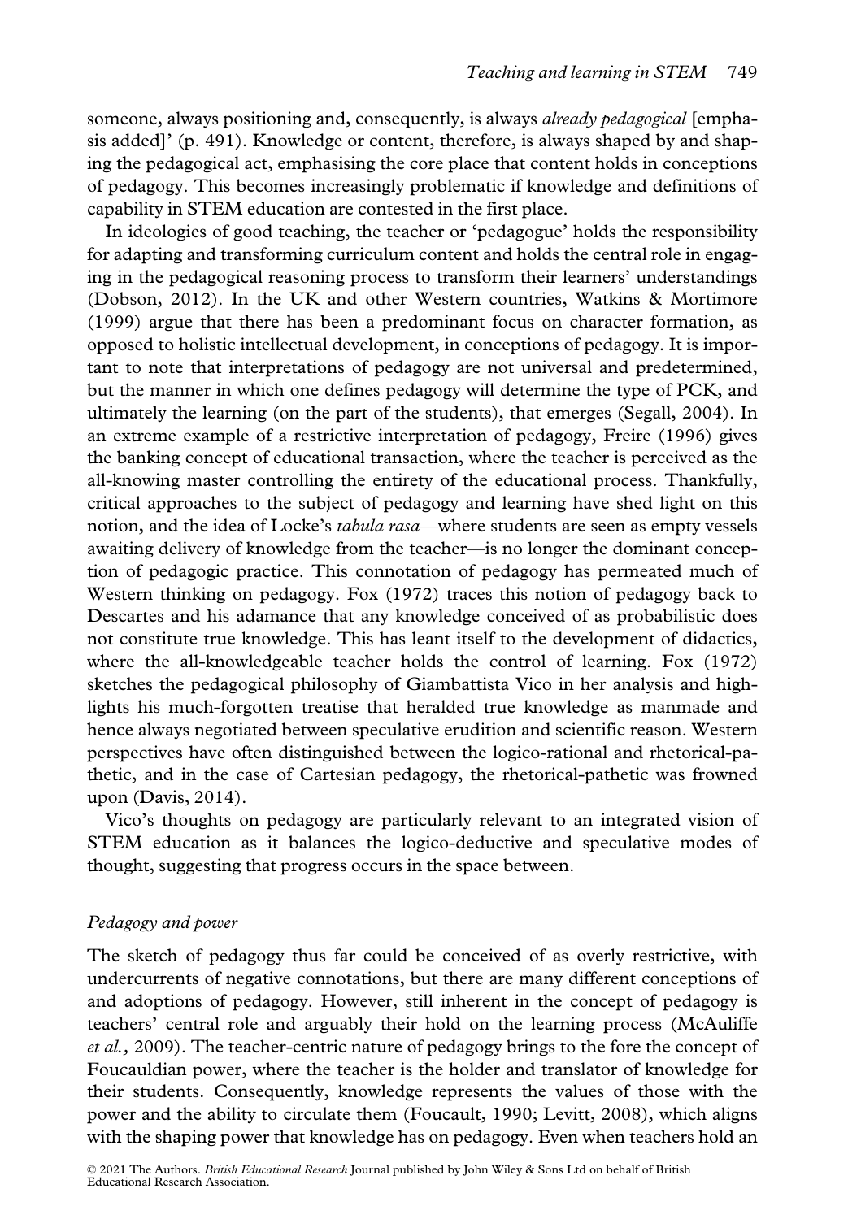someone, always positioning and, consequently, is always *already pedagogical* [emphasis added]' (p. 491). Knowledge or content, therefore, is always shaped by and shaping the pedagogical act, emphasising the core place that content holds in conceptions of pedagogy. This becomes increasingly problematic if knowledge and definitions of capability in STEM education are contested in the first place.

In ideologies of good teaching, the teacher or 'pedagogue' holds the responsibility for adapting and transforming curriculum content and holds the central role in engaging in the pedagogical reasoning process to transform their learners' understandings (Dobson, 2012). In the UK and other Western countries, Watkins & Mortimore (1999) argue that there has been a predominant focus on character formation, as opposed to holistic intellectual development, in conceptions of pedagogy. It is important to note that interpretations of pedagogy are not universal and predetermined, but the manner in which one defines pedagogy will determine the type of PCK, and ultimately the learning (on the part of the students), that emerges (Segall, 2004). In an extreme example of a restrictive interpretation of pedagogy, Freire (1996) gives the banking concept of educational transaction, where the teacher is perceived as the all-knowing master controlling the entirety of the educational process. Thankfully, critical approaches to the subject of pedagogy and learning have shed light on this notion, and the idea of Locke's *tabula rasa*—where students are seen as empty vessels awaiting delivery of knowledge from the teacher—is no longer the dominant conception of pedagogic practice. This connotation of pedagogy has permeated much of Western thinking on pedagogy. Fox (1972) traces this notion of pedagogy back to Descartes and his adamance that any knowledge conceived of as probabilistic does not constitute true knowledge. This has leant itself to the development of didactics, where the all-knowledgeable teacher holds the control of learning. Fox (1972) sketches the pedagogical philosophy of Giambattista Vico in her analysis and highlights his much-forgotten treatise that heralded true knowledge as manmade and hence always negotiated between speculative erudition and scientific reason. Western perspectives have often distinguished between the logico-rational and rhetorical-pathetic, and in the case of Cartesian pedagogy, the rhetorical-pathetic was frowned upon (Davis, 2014).

Vico's thoughts on pedagogy are particularly relevant to an integrated vision of STEM education as it balances the logico-deductive and speculative modes of thought, suggesting that progress occurs in the space between.

### *Pedagogy and power*

The sketch of pedagogy thus far could be conceived of as overly restrictive, with undercurrents of negative connotations, but there are many different conceptions of and adoptions of pedagogy. However, still inherent in the concept of pedagogy is teachers' central role and arguably their hold on the learning process (McAuliffe *et al.*, 2009). The teacher-centric nature of pedagogy brings to the fore the concept of Foucauldian power, where the teacher is the holder and translator of knowledge for their students. Consequently, knowledge represents the values of those with the power and the ability to circulate them (Foucault, 1990; Levitt, 2008), which aligns with the shaping power that knowledge has on pedagogy. Even when teachers hold an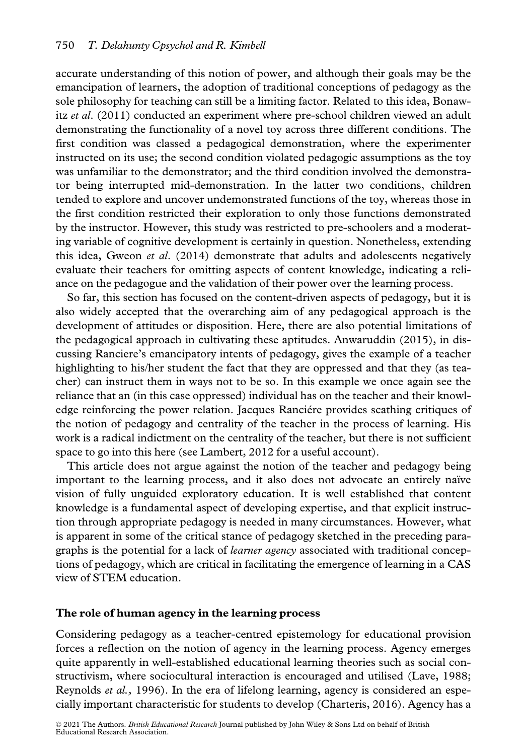accurate understanding of this notion of power, and although their goals may be the emancipation of learners, the adoption of traditional conceptions of pedagogy as the sole philosophy for teaching can still be a limiting factor. Related to this idea, Bonawitz *et al*. (2011) conducted an experiment where pre-school children viewed an adult demonstrating the functionality of a novel toy across three different conditions. The first condition was classed a pedagogical demonstration, where the experimenter instructed on its use; the second condition violated pedagogic assumptions as the toy was unfamiliar to the demonstrator; and the third condition involved the demonstrator being interrupted mid-demonstration. In the latter two conditions, children tended to explore and uncover undemonstrated functions of the toy, whereas those in the first condition restricted their exploration to only those functions demonstrated by the instructor. However, this study was restricted to pre-schoolers and a moderating variable of cognitive development is certainly in question. Nonetheless, extending this idea, Gweon *et al*. (2014) demonstrate that adults and adolescents negatively evaluate their teachers for omitting aspects of content knowledge, indicating a reliance on the pedagogue and the validation of their power over the learning process.

So far, this section has focused on the content-driven aspects of pedagogy, but it is also widely accepted that the overarching aim of any pedagogical approach is the development of attitudes or disposition. Here, there are also potential limitations of the pedagogical approach in cultivating these aptitudes. Anwaruddin (2015), in discussing Ranciere's emancipatory intents of pedagogy, gives the example of a teacher highlighting to his/her student the fact that they are oppressed and that they (as teacher) can instruct them in ways not to be so. In this example we once again see the reliance that an (in this case oppressed) individual has on the teacher and their knowledge reinforcing the power relation. Jacques Ranciére provides scathing critiques of the notion of pedagogy and centrality of the teacher in the process of learning. His work is a radical indictment on the centrality of the teacher, but there is not sufficient space to go into this here (see Lambert, 2012 for a useful account).

This article does not argue against the notion of the teacher and pedagogy being important to the learning process, and it also does not advocate an entirely naïve vision of fully unguided exploratory education. It is well established that content knowledge is a fundamental aspect of developing expertise, and that explicit instruction through appropriate pedagogy is needed in many circumstances. However, what is apparent in some of the critical stance of pedagogy sketched in the preceding paragraphs is the potential for a lack of *learner agency* associated with traditional conceptions of pedagogy, which are critical in facilitating the emergence of learning in a CAS view of STEM education.

## The role of human agency in the learning process

Considering pedagogy as a teacher-centred epistemology for educational provision forces a reflection on the notion of agency in the learning process. Agency emerges quite apparently in well-established educational learning theories such as social constructivism, where sociocultural interaction is encouraged and utilised (Lave, 1988; Reynolds *et al.,* 1996). In the era of lifelong learning, agency is considered an especially important characteristic for students to develop (Charteris, 2016). Agency has a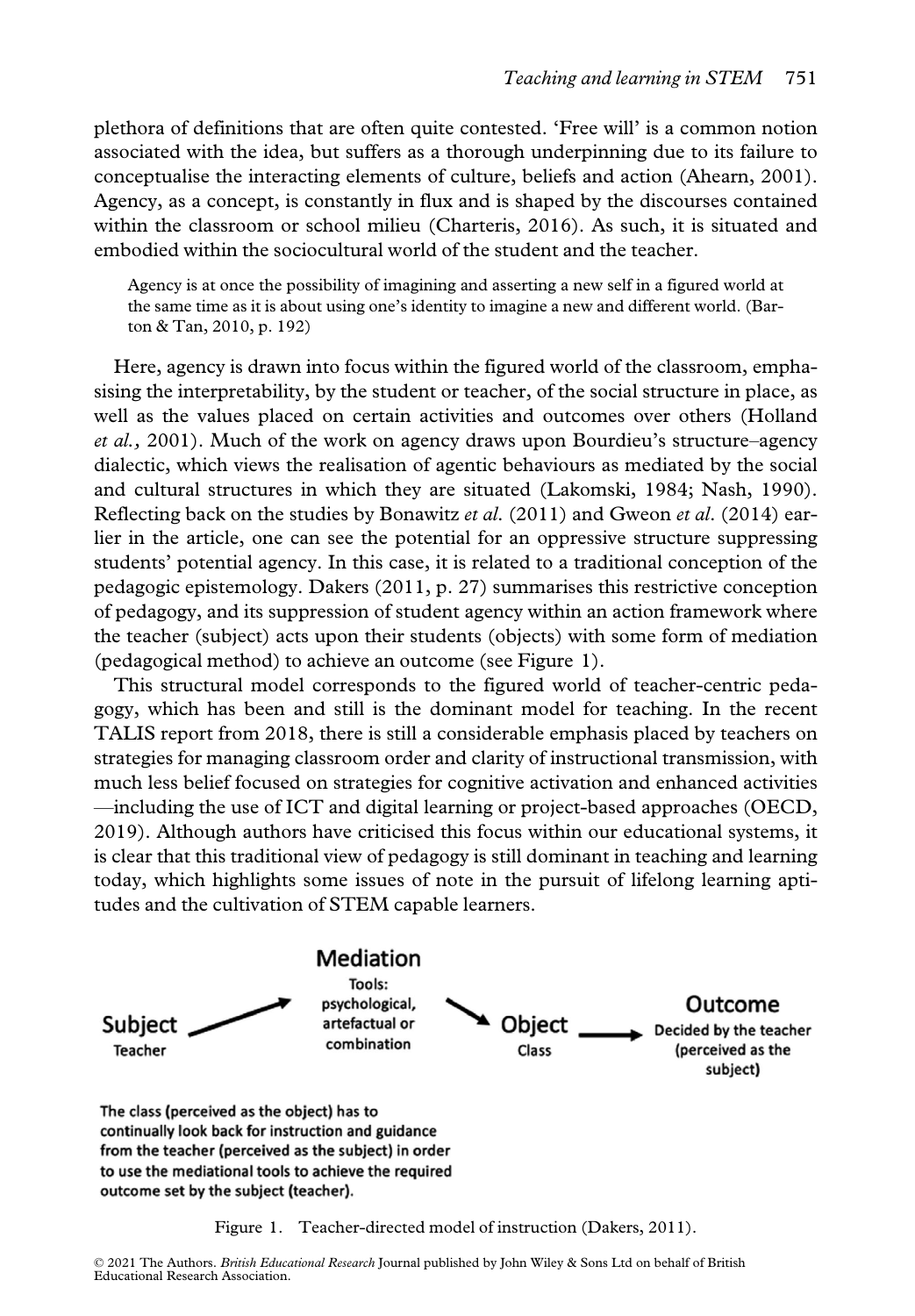plethora of definitions that are often quite contested. 'Free will' is a common notion associated with the idea, but suffers as a thorough underpinning due to its failure to conceptualise the interacting elements of culture, beliefs and action (Ahearn, 2001). Agency, as a concept, is constantly in flux and is shaped by the discourses contained within the classroom or school milieu (Charteris, 2016). As such, it is situated and embodied within the sociocultural world of the student and the teacher.

> Agency is at once the possibility of imagining and asserting a new self in a figured world at the same time as it is about using one's identity to imagine a new and different world. (Barton & Tan, 2010, p. 192)

Here, agency is drawn into focus within the figured world of the classroom, emphasising the interpretability, by the student or teacher, of the social structure in place, as well as the values placed on certain activities and outcomes over others (Holland *et al.,* 2001). Much of the work on agency draws upon Bourdieu's structure–agency dialectic, which views the realisation of agentic behaviours as mediated by the social and cultural structures in which they are situated (Lakomski, 1984; Nash, 1990). Reflecting back on the studies by Bonawitz *et al.* (2011) and Gweon *et al.* (2014) earlier in the article, one can see the potential for an oppressive structure suppressing students' potential agency. In this case, it is related to a traditional conception of the pedagogic epistemology. Dakers (2011, p. 27) summarises this restrictive conception of pedagogy, and its suppression of student agency within an action framework where the teacher (subject) acts upon their students (objects) with some form of mediation (pedagogical method) to achieve an outcome (see Figure 1).

This structural model corresponds to the figured world of teacher-centric pedagogy, which has been and still is the dominant model for teaching. In the recent TALIS report from 2018, there is still a considerable emphasis placed by teachers on strategies for managing classroom order and clarity of instructional transmission, with much less belief focused on strategies for cognitive activation and enhanced activities—including the use of ICT and digital learning or project-based approaches (OECD, 2019). Although authors have criticised this focus within our educational systems, it is clear that this traditional view of pedagogy is still dominant in teaching and learning today, which highlights some issues of note in the pursuit of lifelong learning aptitudes and the cultivation of STEM capable learners.

**Subject** (Teacher) → **Mediation** (Tools: psychological, artefactual or combination) → **Object** (Class) → **Outcome** (Decided by the teacher (perceived as the subject))

**The class (perceived as the object) has to continually look back for instruction and guidance from the teacher (perceived as the subject) in order to use the mediational tools to achieve the required outcome set by the subject (teacher).**

Figure 1. Teacher-directed model of instruction (Dakers, 2011).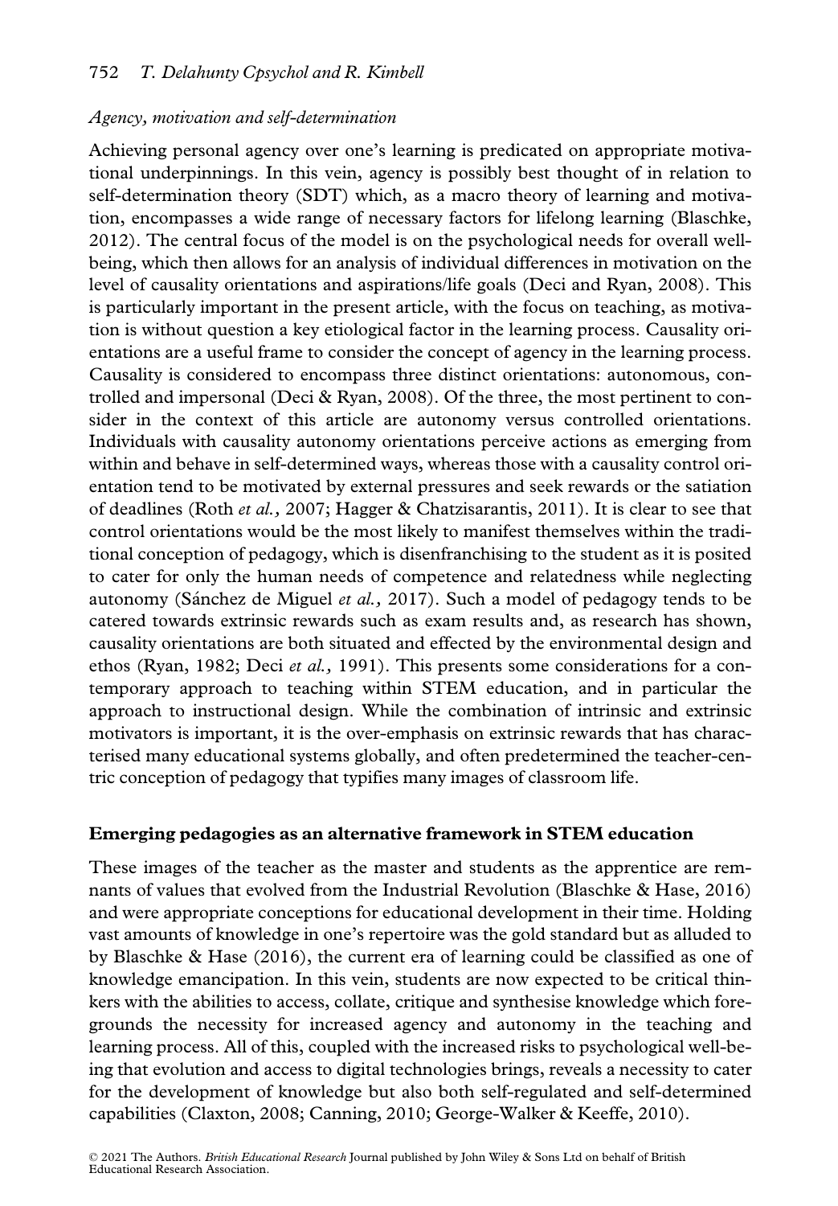### *Agency, motivation and self-determination*

Achieving personal agency over one's learning is predicated on appropriate motivational underpinnings. In this vein, agency is possibly best thought of in relation to self-determination theory (SDT) which, as a macro theory of learning and motivation, encompasses a wide range of necessary factors for lifelong learning (Blaschke, 2012). The central focus of the model is on the psychological needs for overall well-being, which then allows for an analysis of individual differences in motivation on the level of causality orientations and aspirations/life goals (Deci and Ryan, 2008). This is particularly important in the present article, with the focus on teaching, as motivation is without question a key etiological factor in the learning process. Causality orientations are a useful frame to consider the concept of agency in the learning process. Causality is considered to encompass three distinct orientations: autonomous, controlled and impersonal (Deci & Ryan, 2008). Of the three, the most pertinent to consider in the context of this article are autonomy versus controlled orientations. Individuals with causality autonomy orientations perceive actions as emerging from within and behave in self-determined ways, whereas those with a causality control orientation tend to be motivated by external pressures and seek rewards or the satiation of deadlines (Roth *et al.,* 2007; Hagger & Chatzisarantis, 2011). It is clear to see that control orientations would be the most likely to manifest themselves within the traditional conception of pedagogy, which is disenfranchising to the student as it is posited to cater for only the human needs of competence and relatedness while neglecting autonomy (Sánchez de Miguel *et al.,* 2017). Such a model of pedagogy tends to be catered towards extrinsic rewards such as exam results and, as research has shown, causality orientations are both situated and effected by the environmental design and ethos (Ryan, 1982; Deci *et al.,* 1991). This presents some considerations for a contemporary approach to teaching within STEM education, and in particular the approach to instructional design. While the combination of intrinsic and extrinsic motivators is important, it is the over-emphasis on extrinsic rewards that has characterised many educational systems globally, and often predetermined the teacher-centric conception of pedagogy that typifies many images of classroom life.

## **Emerging pedagogies as an alternative framework in STEM education**

These images of the teacher as the master and students as the apprentice are remnants of values that evolved from the Industrial Revolution (Blaschke & Hase, 2016) and were appropriate conceptions for educational development in their time. Holding vast amounts of knowledge in one's repertoire was the gold standard but as alluded to by Blaschke & Hase (2016), the current era of learning could be classified as one of knowledge emancipation. In this vein, students are now expected to be critical thinkers with the abilities to access, collate, critique and synthesise knowledge which foregrounds the necessity for increased agency and autonomy in the teaching and learning process. All of this, coupled with the increased risks to psychological well-being that evolution and access to digital technologies brings, reveals a necessity to cater for the development of knowledge but also both self-regulated and self-determined capabilities (Claxton, 2008; Canning, 2010; George-Walker & Keeffe, 2010).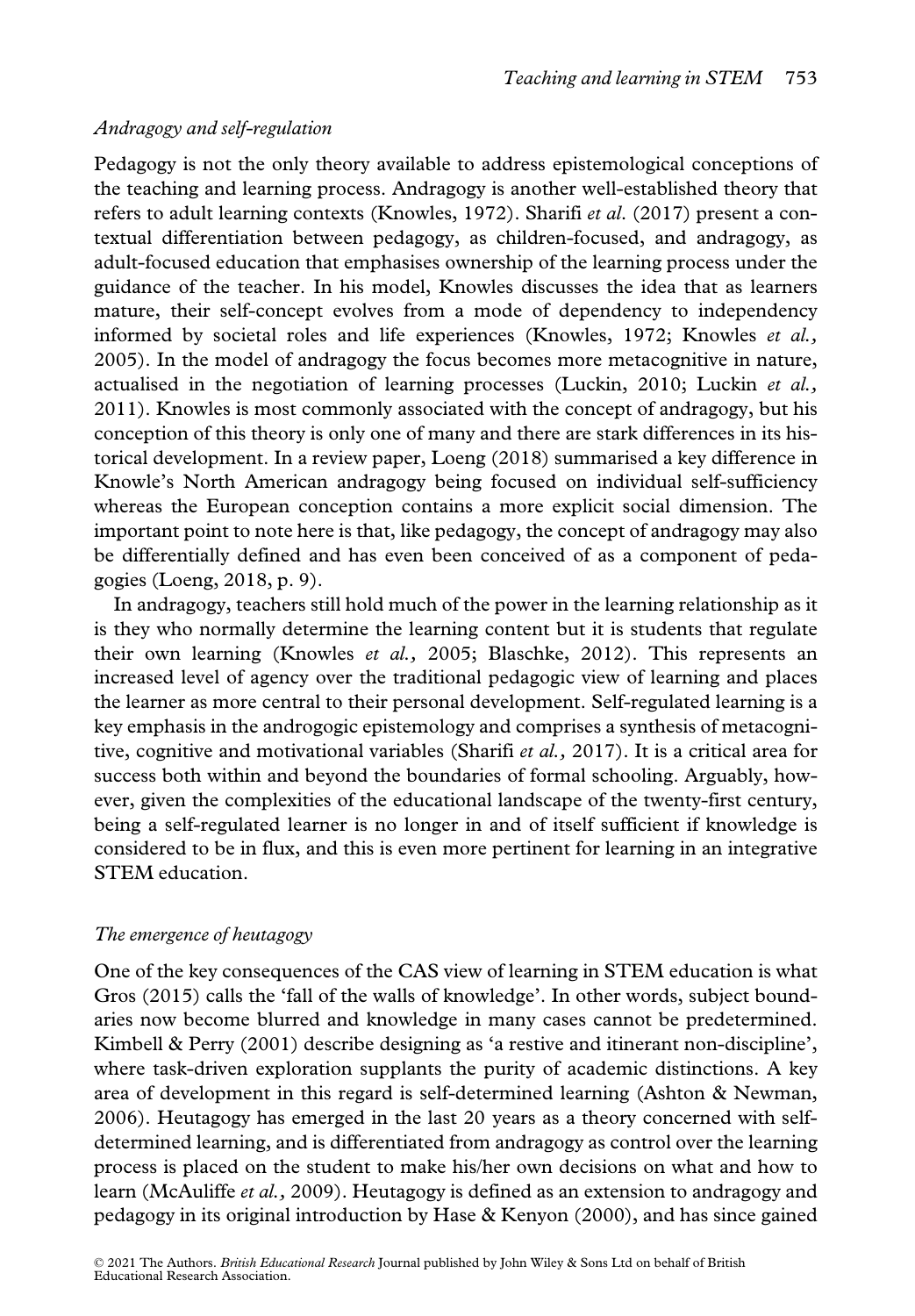### *Andragogy and self-regulation*

Pedagogy is not the only theory available to address epistemological conceptions of the teaching and learning process. Andragogy is another well-established theory that refers to adult learning contexts (Knowles, 1972). Sharifi *et al.* (2017) present a contextual differentiation between pedagogy, as children-focused, and andragogy, as adult-focused education that emphasises ownership of the learning process under the guidance of the teacher. In his model, Knowles discusses the idea that as learners mature, their self-concept evolves from a mode of dependency to independency informed by societal roles and life experiences (Knowles, 1972; Knowles *et al.,* 2005). In the model of andragogy the focus becomes more metacognitive in nature, actualised in the negotiation of learning processes (Luckin, 2010; Luckin *et al.,* 2011). Knowles is most commonly associated with the concept of andragogy, but his conception of this theory is only one of many and there are stark differences in its historical development. In a review paper, Loeng (2018) summarised a key difference in Knowle's North American andragogy being focused on individual self-sufficiency whereas the European conception contains a more explicit social dimension. The important point to note here is that, like pedagogy, the concept of andragogy may also be differentially defined and has even been conceived of as a component of pedagogies (Loeng, 2018, p. 9).

In andragogy, teachers still hold much of the power in the learning relationship as it is they who normally determine the learning content but it is students that regulate their own learning (Knowles *et al.,* 2005; Blaschke, 2012). This represents an increased level of agency over the traditional pedagogic view of learning and places the learner as more central to their personal development. Self-regulated learning is a key emphasis in the androgogic epistemology and comprises a synthesis of metacognitive, cognitive and motivational variables (Sharifi *et al.,* 2017). It is a critical area for success both within and beyond the boundaries of formal schooling. Arguably, however, given the complexities of the educational landscape of the twenty-first century, being a self-regulated learner is no longer in and of itself sufficient if knowledge is considered to be in flux, and this is even more pertinent for learning in an integrative STEM education.

### *The emergence of heutagogy*

One of the key consequences of the CAS view of learning in STEM education is what Gros (2015) calls the 'fall of the walls of knowledge'. In other words, subject boundaries now become blurred and knowledge in many cases cannot be predetermined. Kimbell & Perry (2001) describe designing as 'a restive and itinerant non-discipline', where task-driven exploration supplants the purity of academic distinctions. A key area of development in this regard is self-determined learning (Ashton & Newman, 2006). Heutagogy has emerged in the last 20 years as a theory concerned with self-determined learning, and is differentiated from andragogy as control over the learning process is placed on the student to make his/her own decisions on what and how to learn (McAuliffe *et al.,* 2009). Heutagogy is defined as an extension to andragogy and pedagogy in its original introduction by Hase & Kenyon (2000), and has since gained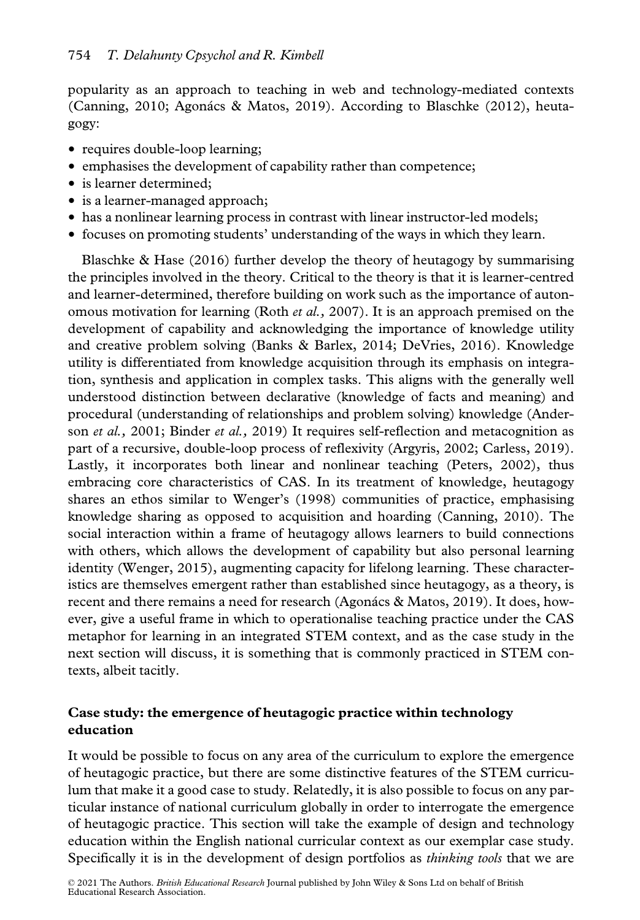popularity as an approach to teaching in web and technology-mediated contexts (Canning, 2010; Agonács & Matos, 2019). According to Blaschke (2012), heutagogy:

- requires double-loop learning;
- emphasises the development of capability rather than competence;
- is learner determined;
- is a learner-managed approach;
- has a nonlinear learning process in contrast with linear instructor-led models;
- focuses on promoting students' understanding of the ways in which they learn.

Blaschke & Hase (2016) further develop the theory of heutagogy by summarising the principles involved in the theory. Critical to the theory is that it is learner-centred and learner-determined, therefore building on work such as the importance of autonomous motivation for learning (Roth *et al.,* 2007). It is an approach premised on the development of capability and acknowledging the importance of knowledge utility and creative problem solving (Banks & Barlex, 2014; DeVries, 2016). Knowledge utility is differentiated from knowledge acquisition through its emphasis on integration, synthesis and application in complex tasks. This aligns with the generally well understood distinction between declarative (knowledge of facts and meaning) and procedural (understanding of relationships and problem solving) knowledge (Anderson *et al.,* 2001; Binder *et al.,* 2019) It requires self-reflection and metacognition as part of a recursive, double-loop process of reflexivity (Argyris, 2002; Carless, 2019). Lastly, it incorporates both linear and nonlinear teaching (Peters, 2002), thus embracing core characteristics of CAS. In its treatment of knowledge, heutagogy shares an ethos similar to Wenger's (1998) communities of practice, emphasising knowledge sharing as opposed to acquisition and hoarding (Canning, 2010). The social interaction within a frame of heutagogy allows learners to build connections with others, which allows the development of capability but also personal learning identity (Wenger, 2015), augmenting capacity for lifelong learning. These characteristics are themselves emergent rather than established since heutagogy, as a theory, is recent and there remains a need for research (Agonács & Matos, 2019). It does, however, give a useful frame in which to operationalise teaching practice under the CAS metaphor for learning in an integrated STEM context, and as the case study in the next section will discuss, it is something that is commonly practiced in STEM contexts, albeit tacitly.

## Case study: the emergence of heutagogic practice within technology education

It would be possible to focus on any area of the curriculum to explore the emergence of heutagogic practice, but there are some distinctive features of the STEM curriculum that make it a good case to study. Relatedly, it is also possible to focus on any particular instance of national curriculum globally in order to interrogate the emergence of heutagogic practice. This section will take the example of design and technology education within the English national curricular context as our exemplar case study. Specifically it is in the development of design portfolios as *thinking tools* that we are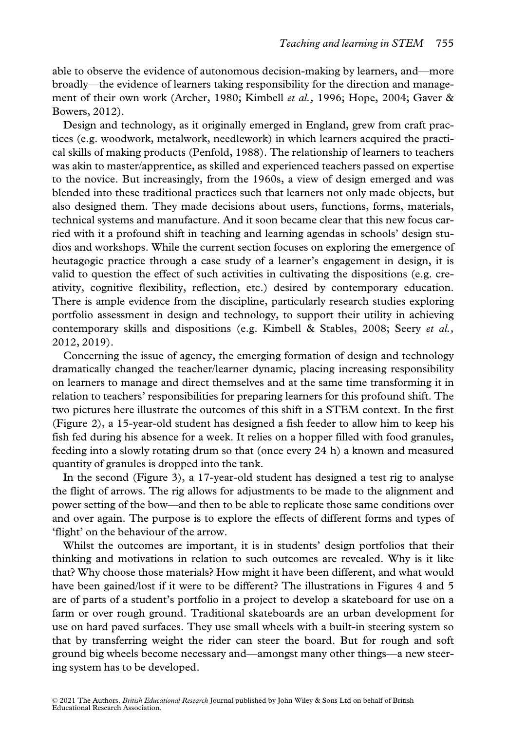able to observe the evidence of autonomous decision-making by learners, and—more broadly—the evidence of learners taking responsibility for the direction and management of their own work (Archer, 1980; Kimbell *et al.,* 1996; Hope, 2004; Gaver & Bowers, 2012).

Design and technology, as it originally emerged in England, grew from craft practices (e.g. woodwork, metalwork, needlework) in which learners acquired the practical skills of making products (Penfold, 1988). The relationship of learners to teachers was akin to master/apprentice, as skilled and experienced teachers passed on expertise to the novice. But increasingly, from the 1960s, a view of design emerged and was blended into these traditional practices such that learners not only made objects, but also designed them. They made decisions about users, functions, forms, materials, technical systems and manufacture. And it soon became clear that this new focus carried with it a profound shift in teaching and learning agendas in schools' design studios and workshops. While the current section focuses on exploring the emergence of heutagogic practice through a case study of a learner's engagement in design, it is valid to question the effect of such activities in cultivating the dispositions (e.g. creativity, cognitive flexibility, reflection, etc.) desired by contemporary education. There is ample evidence from the discipline, particularly research studies exploring portfolio assessment in design and technology, to support their utility in achieving contemporary skills and dispositions (e.g. Kimbell & Stables, 2008; Seery *et al.,* 2012, 2019).

Concerning the issue of agency, the emerging formation of design and technology dramatically changed the teacher/learner dynamic, placing increasing responsibility on learners to manage and direct themselves and at the same time transforming it in relation to teachers' responsibilities for preparing learners for this profound shift. The two pictures here illustrate the outcomes of this shift in a STEM context. In the first (Figure 2), a 15-year-old student has designed a fish feeder to allow him to keep his fish fed during his absence for a week. It relies on a hopper filled with food granules, feeding into a slowly rotating drum so that (once every 24 h) a known and measured quantity of granules is dropped into the tank.

In the second (Figure 3), a 17-year-old student has designed a test rig to analyse the flight of arrows. The rig allows for adjustments to be made to the alignment and power setting of the bow—and then to be able to replicate those same conditions over and over again. The purpose is to explore the effects of different forms and types of 'flight' on the behaviour of the arrow.

Whilst the outcomes are important, it is in students' design portfolios that their thinking and motivations in relation to such outcomes are revealed. Why is it like that? Why choose those materials? How might it have been different, and what would have been gained/lost if it were to be different? The illustrations in Figures 4 and 5 are of parts of a student's portfolio in a project to develop a skateboard for use on a farm or over rough ground. Traditional skateboards are an urban development for use on hard paved surfaces. They use small wheels with a built-in steering system so that by transferring weight the rider can steer the board. But for rough and soft ground big wheels become necessary and—amongst many other things—a new steering system has to be developed.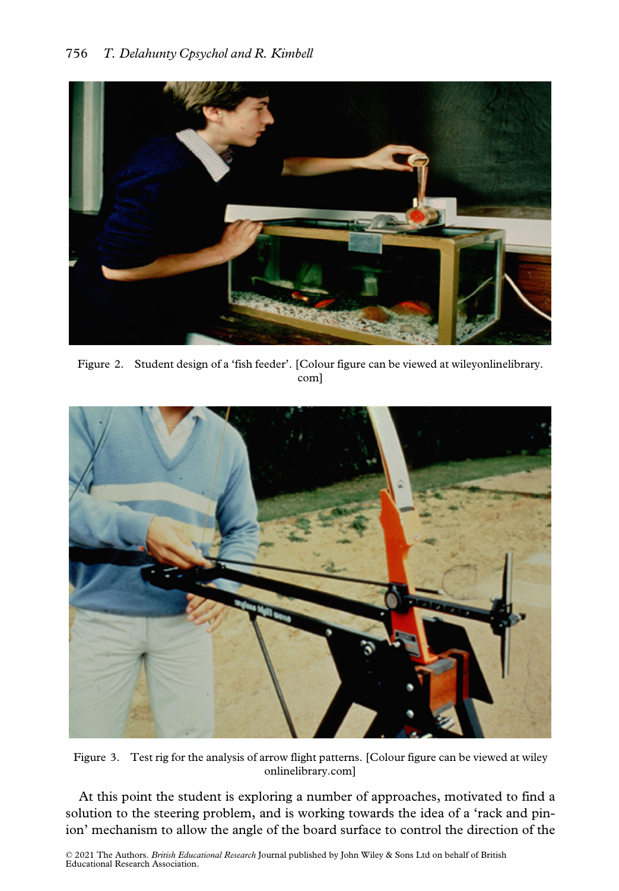Figure 2. Student design of a 'fish feeder'. [Colour figure can be viewed at wileyonlinelibrary.com]

Figure 3. Test rig for the analysis of arrow flight patterns. [Colour figure can be viewed at wileyonlinelibrary.com]

At this point the student is exploring a number of approaches, motivated to find a solution to the steering problem, and is working towards the idea of a 'rack and pinion' mechanism to allow the angle of the board surface to control the direction of the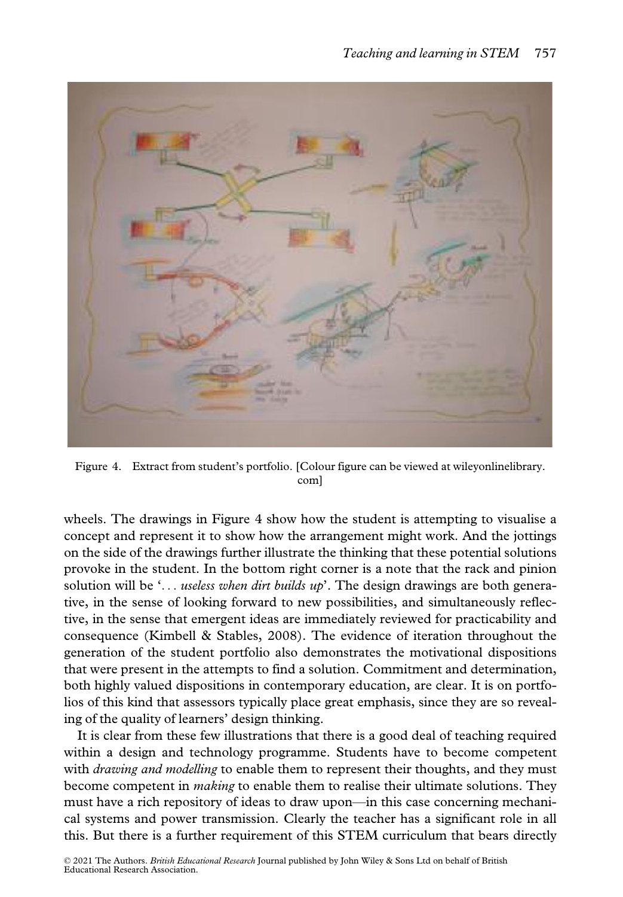Figure 4. Extract from student's portfolio. [Colour figure can be viewed at wileyonlinelibrary.com]

wheels. The drawings in Figure 4 show how the student is attempting to visualise a concept and represent it to show how the arrangement might work. And the jottings on the side of the drawings further illustrate the thinking that these potential solutions provoke in the student. In the bottom right corner is a note that the rack and pinion solution will be '*. . . useless when dirt builds up*'. The design drawings are both generative, in the sense of looking forward to new possibilities, and simultaneously reflective, in the sense that emergent ideas are immediately reviewed for practicability and consequence (Kimbell & Stables, 2008). The evidence of iteration throughout the generation of the student portfolio also demonstrates the motivational dispositions that were present in the attempts to find a solution. Commitment and determination, both highly valued dispositions in contemporary education, are clear. It is on portfolios of this kind that assessors typically place great emphasis, since they are so revealing of the quality of learners' design thinking.

It is clear from these few illustrations that there is a good deal of teaching required within a design and technology programme. Students have to become competent with *drawing and modelling* to enable them to represent their thoughts, and they must become competent in *making* to enable them to realise their ultimate solutions. They must have a rich repository of ideas to draw upon—in this case concerning mechanical systems and power transmission. Clearly the teacher has a significant role in all this. But there is a further requirement of this STEM curriculum that bears directly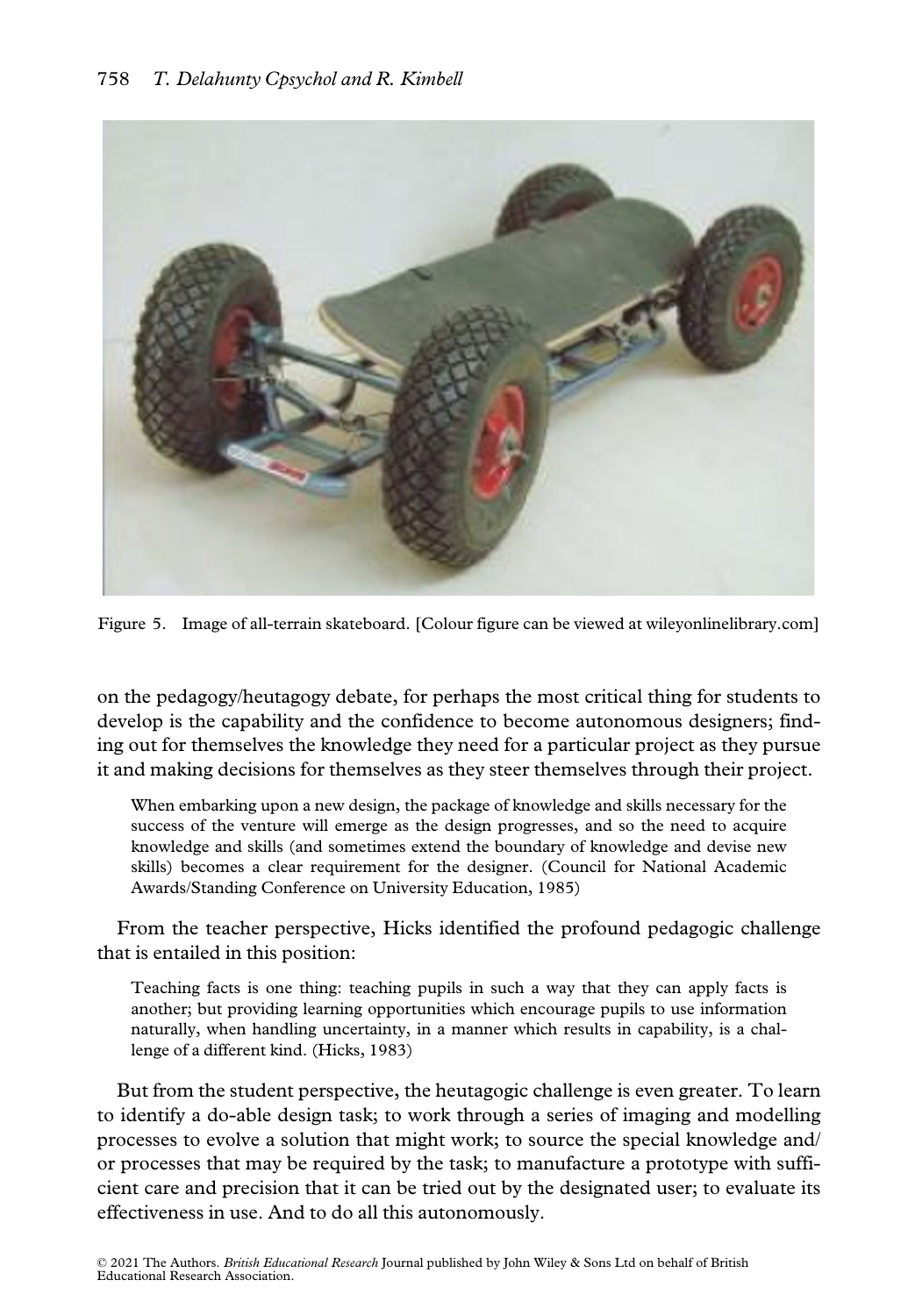Figure 5. Image of all-terrain skateboard. [Colour figure can be viewed at wileyonlinelibrary.com]

on the pedagogy/heutagogy debate, for perhaps the most critical thing for students to develop is the capability and the confidence to become autonomous designers; finding out for themselves the knowledge they need for a particular project as they pursue it and making decisions for themselves as they steer themselves through their project.

> When embarking upon a new design, the package of knowledge and skills necessary for the success of the venture will emerge as the design progresses, and so the need to acquire knowledge and skills (and sometimes extend the boundary of knowledge and devise new skills) becomes a clear requirement for the designer. (Council for National Academic Awards/Standing Conference on University Education, 1985)

From the teacher perspective, Hicks identified the profound pedagogic challenge that is entailed in this position:

> Teaching facts is one thing: teaching pupils in such a way that they can apply facts is another; but providing learning opportunities which encourage pupils to use information naturally, when handling uncertainty, in a manner which results in capability, is a challenge of a different kind. (Hicks, 1983)

But from the student perspective, the heutagogic challenge is even greater. To learn to identify a do-able design task; to work through a series of imaging and modelling processes to evolve a solution that might work; to source the special knowledge and/or processes that may be required by the task; to manufacture a prototype with sufficient care and precision that it can be tried out by the designated user; to evaluate its effectiveness in use. And to do all this autonomously.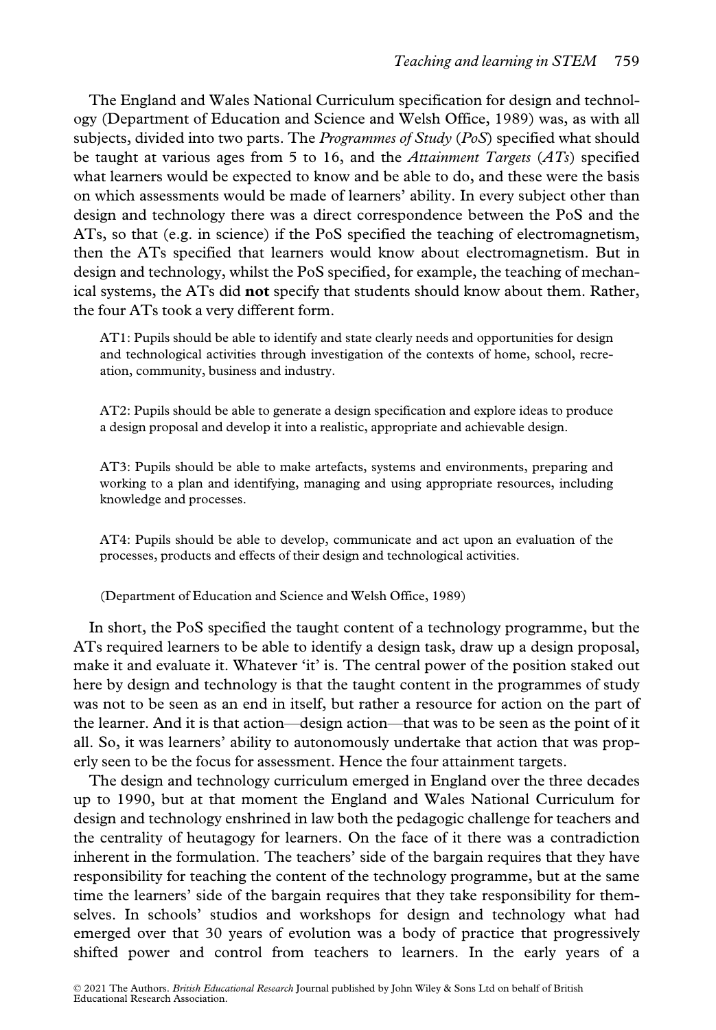The England and Wales National Curriculum specification for design and technology (Department of Education and Science and Welsh Office, 1989) was, as with all subjects, divided into two parts. The *Programmes of Study* (*PoS*) specified what should be taught at various ages from 5 to 16, and the *Attainment Targets* (*ATs*) specified what learners would be expected to know and be able to do, and these were the basis on which assessments would be made of learners' ability. In every subject other than design and technology there was a direct correspondence between the PoS and the ATs, so that (e.g. in science) if the PoS specified the teaching of electromagnetism, then the ATs specified that learners would know about electromagnetism. But in design and technology, whilst the PoS specified, for example, the teaching of mechanical systems, the ATs did **not** specify that students should know about them. Rather, the four ATs took a very different form.

> AT1: Pupils should be able to identify and state clearly needs and opportunities for design and technological activities through investigation of the contexts of home, school, recreation, community, business and industry.
>
> AT2: Pupils should be able to generate a design specification and explore ideas to produce a design proposal and develop it into a realistic, appropriate and achievable design.
>
> AT3: Pupils should be able to make artefacts, systems and environments, preparing and working to a plan and identifying, managing and using appropriate resources, including knowledge and processes.
>
> AT4: Pupils should be able to develop, communicate and act upon an evaluation of the processes, products and effects of their design and technological activities.
>
> (Department of Education and Science and Welsh Office, 1989)

In short, the PoS specified the taught content of a technology programme, but the ATs required learners to be able to identify a design task, draw up a design proposal, make it and evaluate it. Whatever 'it' is. The central power of the position staked out here by design and technology is that the taught content in the programmes of study was not to be seen as an end in itself, but rather a resource for action on the part of the learner. And it is that action—design action—that was to be seen as the point of it all. So, it was learners' ability to autonomously undertake that action that was properly seen to be the focus for assessment. Hence the four attainment targets.

The design and technology curriculum emerged in England over the three decades up to 1990, but at that moment the England and Wales National Curriculum for design and technology enshrined in law both the pedagogic challenge for teachers and the centrality of heutagogy for learners. On the face of it there was a contradiction inherent in the formulation. The teachers' side of the bargain requires that they have responsibility for teaching the content of the technology programme, but at the same time the learners' side of the bargain requires that they take responsibility for themselves. In schools' studios and workshops for design and technology what had emerged over that 30 years of evolution was a body of practice that progressively shifted power and control from teachers to learners. In the early years of a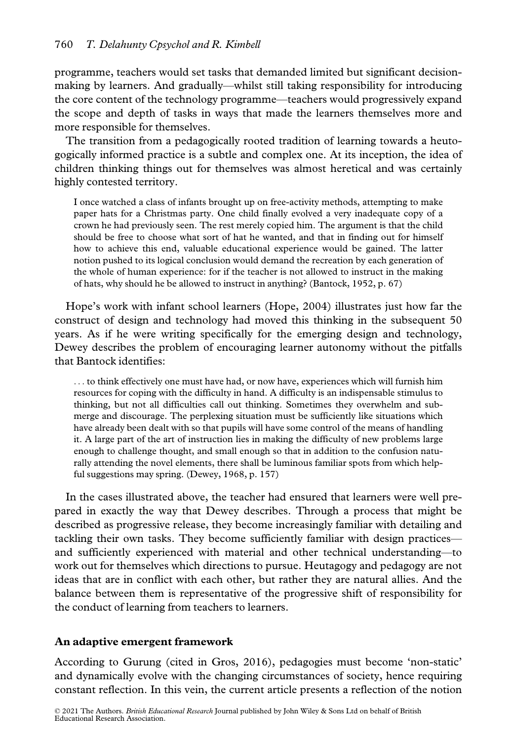programme, teachers would set tasks that demanded limited but significant decision-making by learners. And gradually—whilst still taking responsibility for introducing the core content of the technology programme—teachers would progressively expand the scope and depth of tasks in ways that made the learners themselves more and more responsible for themselves.

The transition from a pedagogically rooted tradition of learning towards a heutogogically informed practice is a subtle and complex one. At its inception, the idea of children thinking things out for themselves was almost heretical and was certainly highly contested territory.

> I once watched a class of infants brought up on free-activity methods, attempting to make paper hats for a Christmas party. One child finally evolved a very inadequate copy of a crown he had previously seen. The rest merely copied him. The argument is that the child should be free to choose what sort of hat he wanted, and that in finding out for himself how to achieve this end, valuable educational experience would be gained. The latter notion pushed to its logical conclusion would demand the recreation by each generation of the whole of human experience: for if the teacher is not allowed to instruct in the making of hats, why should he be allowed to instruct in anything? (Bantock, 1952, p. 67)

Hope's work with infant school learners (Hope, 2004) illustrates just how far the construct of design and technology had moved this thinking in the subsequent 50 years. As if he were writing specifically for the emerging design and technology, Dewey describes the problem of encouraging learner autonomy without the pitfalls that Bantock identifies:

> . . . to think effectively one must have had, or now have, experiences which will furnish him resources for coping with the difficulty in hand. A difficulty is an indispensable stimulus to thinking, but not all difficulties call out thinking. Sometimes they overwhelm and submerge and discourage. The perplexing situation must be sufficiently like situations which have already been dealt with so that pupils will have some control of the means of handling it. A large part of the art of instruction lies in making the difficulty of new problems large enough to challenge thought, and small enough so that in addition to the confusion naturally attending the novel elements, there shall be luminous familiar spots from which helpful suggestions may spring. (Dewey, 1968, p. 157)

In the cases illustrated above, the teacher had ensured that learners were well prepared in exactly the way that Dewey describes. Through a process that might be described as progressive release, they become increasingly familiar with detailing and tackling their own tasks. They become sufficiently familiar with design practices—and sufficiently experienced with material and other technical understanding—to work out for themselves which directions to pursue. Heutagogy and pedagogy are not ideas that are in conflict with each other, but rather they are natural allies. And the balance between them is representative of the progressive shift of responsibility for the conduct of learning from teachers to learners.

## An adaptive emergent framework

According to Gurung (cited in Gros, 2016), pedagogies must become 'non-static' and dynamically evolve with the changing circumstances of society, hence requiring constant reflection. In this vein, the current article presents a reflection of the notion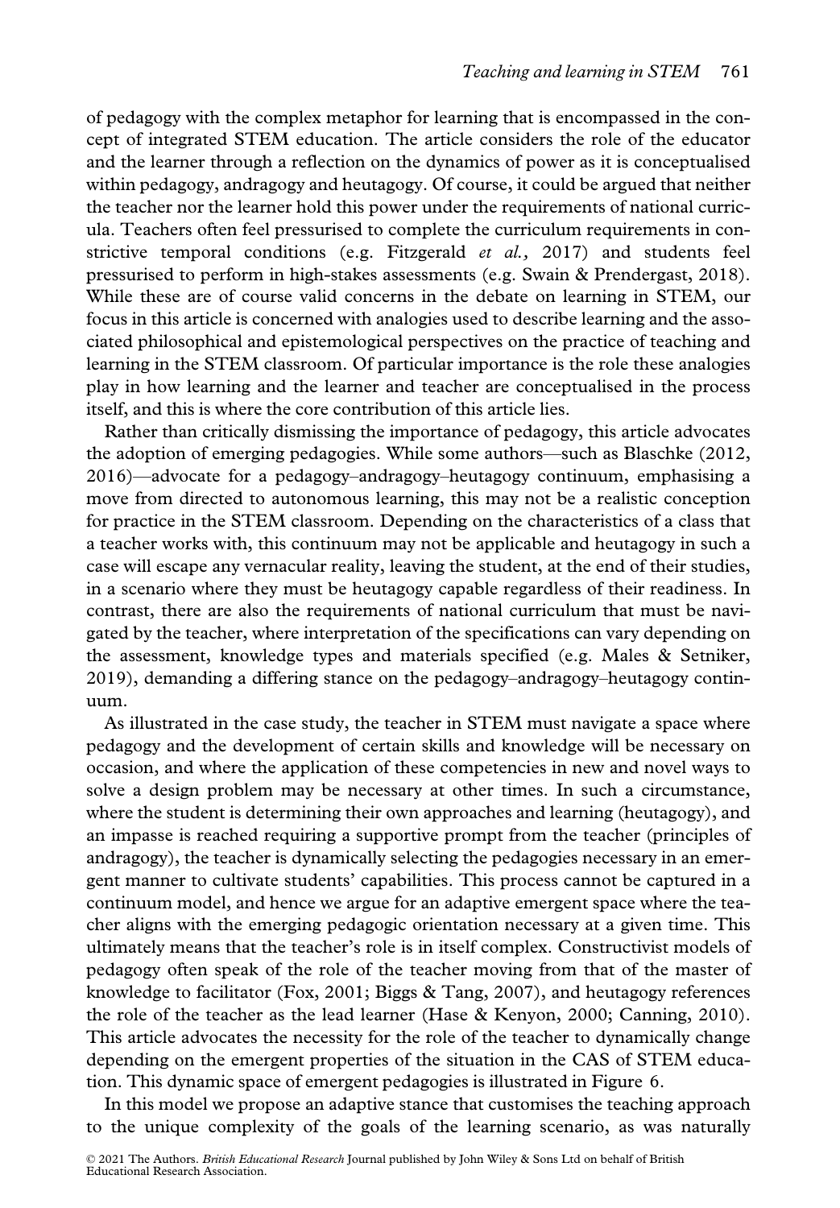of pedagogy with the complex metaphor for learning that is encompassed in the concept of integrated STEM education. The article considers the role of the educator and the learner through a reflection on the dynamics of power as it is conceptualised within pedagogy, andragogy and heutagogy. Of course, it could be argued that neither the teacher nor the learner hold this power under the requirements of national curricula. Teachers often feel pressurised to complete the curriculum requirements in constrictive temporal conditions (e.g. Fitzgerald *et al.,* 2017) and students feel pressurised to perform in high-stakes assessments (e.g. Swain & Prendergast, 2018). While these are of course valid concerns in the debate on learning in STEM, our focus in this article is concerned with analogies used to describe learning and the associated philosophical and epistemological perspectives on the practice of teaching and learning in the STEM classroom. Of particular importance is the role these analogies play in how learning and the learner and teacher are conceptualised in the process itself, and this is where the core contribution of this article lies.

Rather than critically dismissing the importance of pedagogy, this article advocates the adoption of emerging pedagogies. While some authors—such as Blaschke (2012, 2016)—advocate for a pedagogy–andragogy–heutagogy continuum, emphasising a move from directed to autonomous learning, this may not be a realistic conception for practice in the STEM classroom. Depending on the characteristics of a class that a teacher works with, this continuum may not be applicable and heutagogy in such a case will escape any vernacular reality, leaving the student, at the end of their studies, in a scenario where they must be heutagogy capable regardless of their readiness. In contrast, there are also the requirements of national curriculum that must be navigated by the teacher, where interpretation of the specifications can vary depending on the assessment, knowledge types and materials specified (e.g. Males & Setniker, 2019), demanding a differing stance on the pedagogy–andragogy–heutagogy continuum.

As illustrated in the case study, the teacher in STEM must navigate a space where pedagogy and the development of certain skills and knowledge will be necessary on occasion, and where the application of these competencies in new and novel ways to solve a design problem may be necessary at other times. In such a circumstance, where the student is determining their own approaches and learning (heutagogy), and an impasse is reached requiring a supportive prompt from the teacher (principles of andragogy), the teacher is dynamically selecting the pedagogies necessary in an emergent manner to cultivate students' capabilities. This process cannot be captured in a continuum model, and hence we argue for an adaptive emergent space where the teacher aligns with the emerging pedagogic orientation necessary at a given time. This ultimately means that the teacher's role is in itself complex. Constructivist models of pedagogy often speak of the role of the teacher moving from that of the master of knowledge to facilitator (Fox, 2001; Biggs & Tang, 2007), and heutagogy references the role of the teacher as the lead learner (Hase & Kenyon, 2000; Canning, 2010). This article advocates the necessity for the role of the teacher to dynamically change depending on the emergent properties of the situation in the CAS of STEM education. This dynamic space of emergent pedagogies is illustrated in Figure 6.

In this model we propose an adaptive stance that customises the teaching approach to the unique complexity of the goals of the learning scenario, as was naturally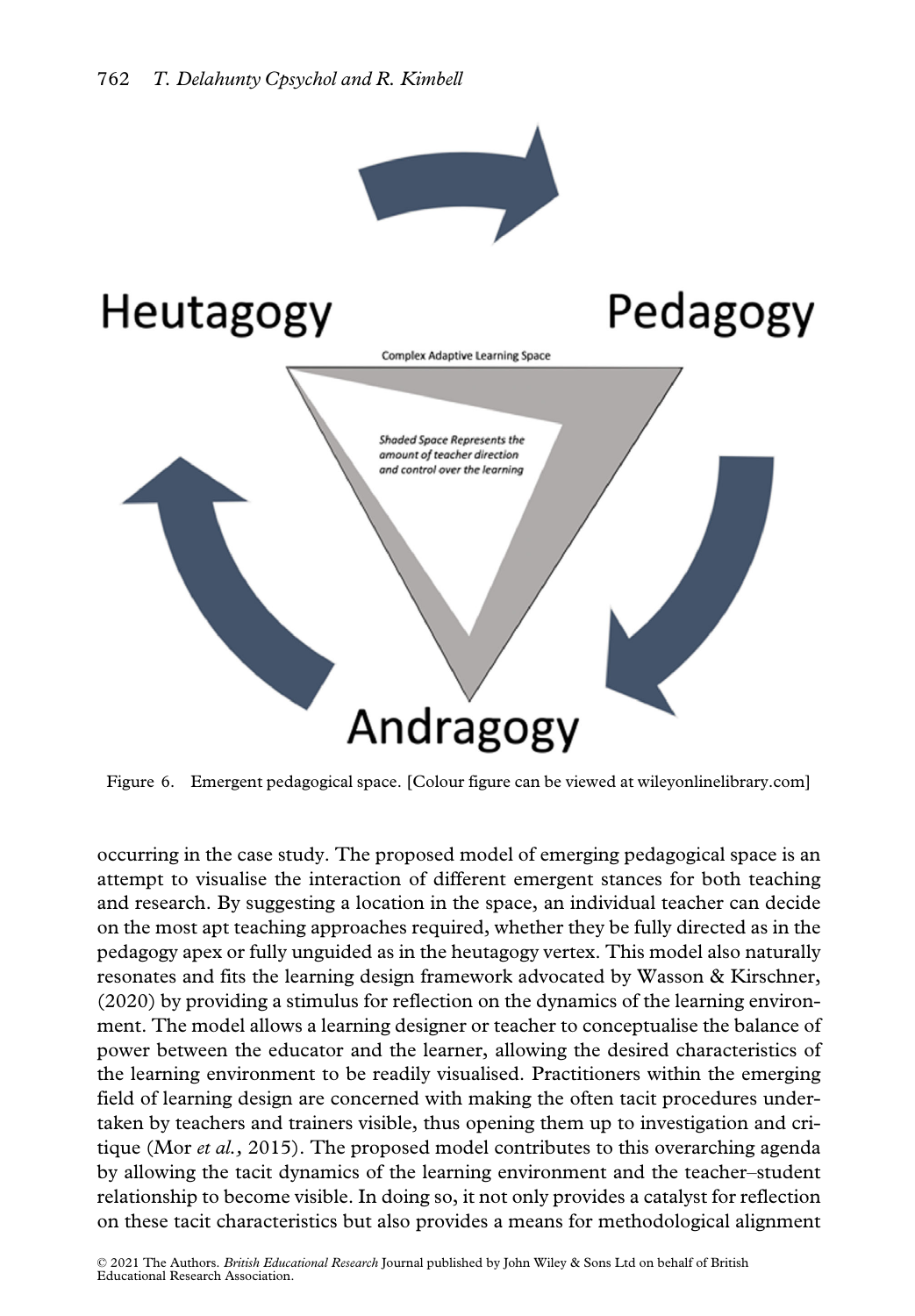Figure 6. Emergent pedagogical space. [Colour figure can be viewed at wileyonlinelibrary.com]

occurring in the case study. The proposed model of emerging pedagogical space is an attempt to visualise the interaction of different emergent stances for both teaching and research. By suggesting a location in the space, an individual teacher can decide on the most apt teaching approaches required, whether they be fully directed as in the pedagogy apex or fully unguided as in the heutagogy vertex. This model also naturally resonates and fits the learning design framework advocated by Wasson & Kirschner, (2020) by providing a stimulus for reflection on the dynamics of the learning environment. The model allows a learning designer or teacher to conceptualise the balance of power between the educator and the learner, allowing the desired characteristics of the learning environment to be readily visualised. Practitioners within the emerging field of learning design are concerned with making the often tacit procedures undertaken by teachers and trainers visible, thus opening them up to investigation and critique (Mor *et al.,* 2015). The proposed model contributes to this overarching agenda by allowing the tacit dynamics of the learning environment and the teacher–student relationship to become visible. In doing so, it not only provides a catalyst for reflection on these tacit characteristics but also provides a means for methodological alignment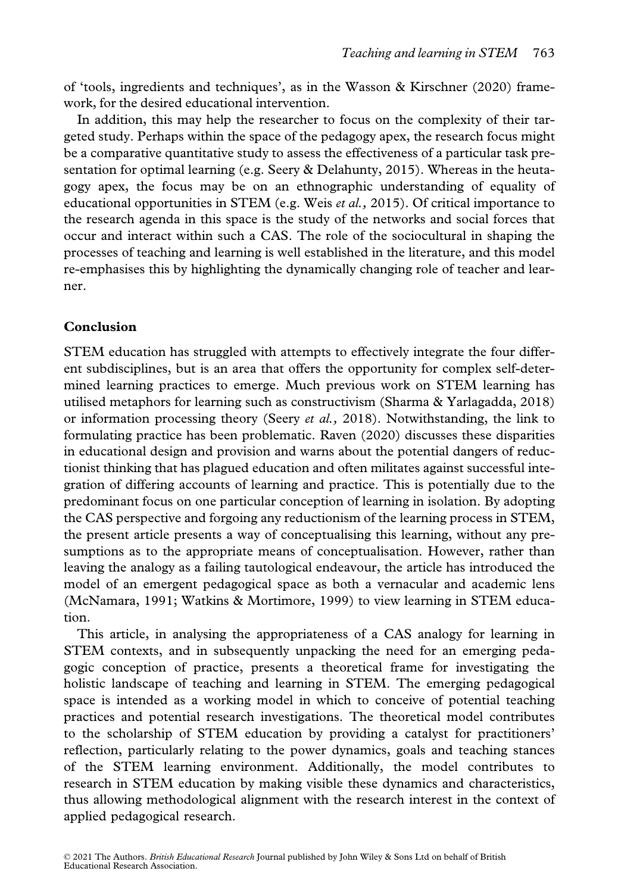of 'tools, ingredients and techniques', as in the Wasson & Kirschner (2020) framework, for the desired educational intervention.

In addition, this may help the researcher to focus on the complexity of their targeted study. Perhaps within the space of the pedagogy apex, the research focus might be a comparative quantitative study to assess the effectiveness of a particular task presentation for optimal learning (e.g. Seery & Delahunty, 2015). Whereas in the heutagogy apex, the focus may be on an ethnographic understanding of equality of educational opportunities in STEM (e.g. Weis *et al.,* 2015). Of critical importance to the research agenda in this space is the study of the networks and social forces that occur and interact within such a CAS. The role of the sociocultural in shaping the processes of teaching and learning is well established in the literature, and this model re-emphasises this by highlighting the dynamically changing role of teacher and learner.

## Conclusion

STEM education has struggled with attempts to effectively integrate the four different subdisciplines, but is an area that offers the opportunity for complex self-determined learning practices to emerge. Much previous work on STEM learning has utilised metaphors for learning such as constructivism (Sharma & Yarlagadda, 2018) or information processing theory (Seery *et al.,* 2018). Notwithstanding, the link to formulating practice has been problematic. Raven (2020) discusses these disparities in educational design and provision and warns about the potential dangers of reductionist thinking that has plagued education and often militates against successful integration of differing accounts of learning and practice. This is potentially due to the predominant focus on one particular conception of learning in isolation. By adopting the CAS perspective and forgoing any reductionism of the learning process in STEM, the present article presents a way of conceptualising this learning, without any presumptions as to the appropriate means of conceptualisation. However, rather than leaving the analogy as a failing tautological endeavour, the article has introduced the model of an emergent pedagogical space as both a vernacular and academic lens (McNamara, 1991; Watkins & Mortimore, 1999) to view learning in STEM education.

This article, in analysing the appropriateness of a CAS analogy for learning in STEM contexts, and in subsequently unpacking the need for an emerging pedagogic conception of practice, presents a theoretical frame for investigating the holistic landscape of teaching and learning in STEM. The emerging pedagogical space is intended as a working model in which to conceive of potential teaching practices and potential research investigations. The theoretical model contributes to the scholarship of STEM education by providing a catalyst for practitioners' reflection, particularly relating to the power dynamics, goals and teaching stances of the STEM learning environment. Additionally, the model contributes to research in STEM education by making visible these dynamics and characteristics, thus allowing methodological alignment with the research interest in the context of applied pedagogical research.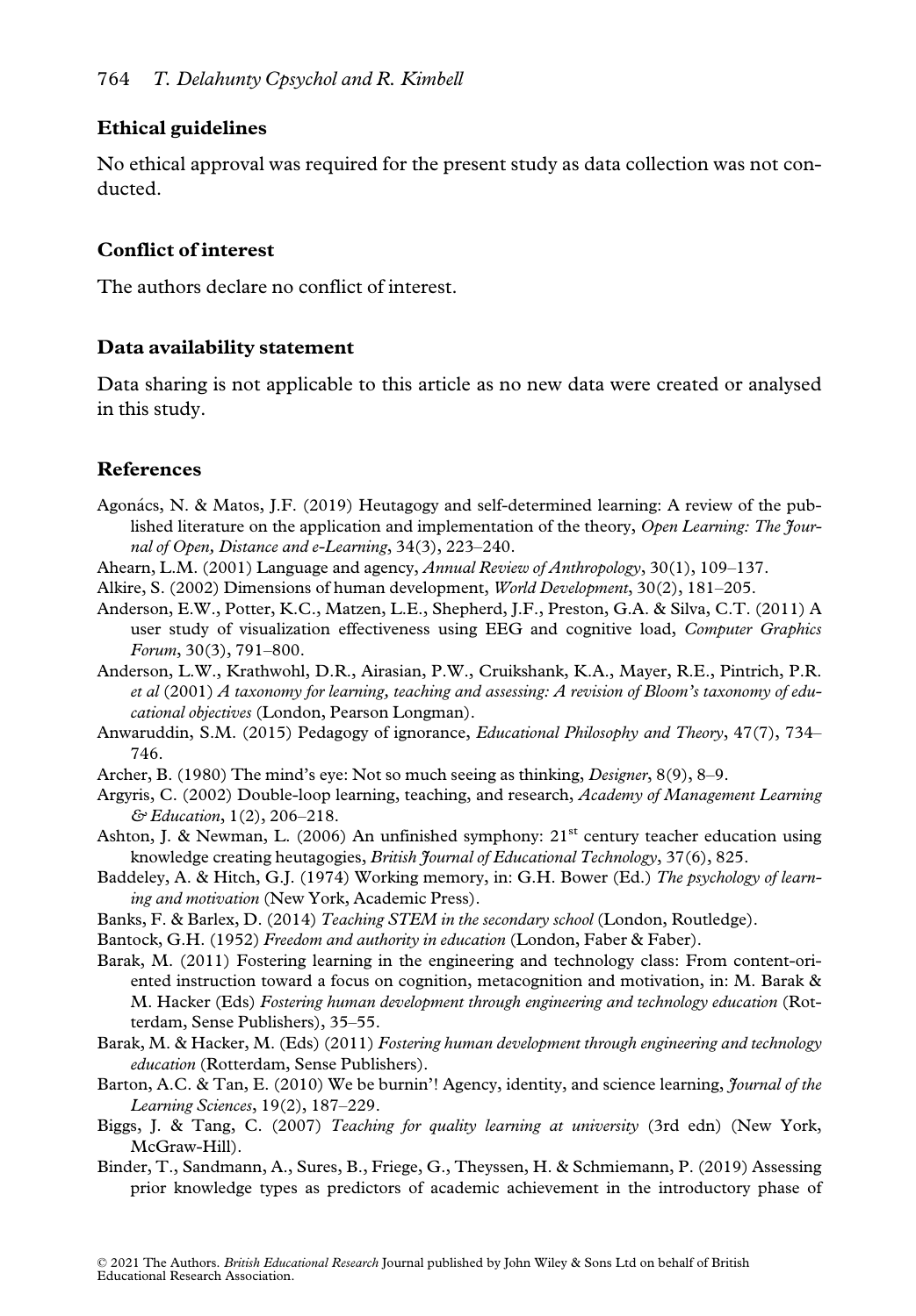## Ethical guidelines

No ethical approval was required for the present study as data collection was not conducted.

## Conflict of interest

The authors declare no conflict of interest.

## Data availability statement

Data sharing is not applicable to this article as no new data were created or analysed in this study.

## References

Agonács, N. & Matos, J.F. (2019) Heutagogy and self-determined learning: A review of the published literature on the application and implementation of the theory, *Open Learning: The Journal of Open, Distance and e-Learning*, 34(3), 223–240.

Ahearn, L.M. (2001) Language and agency, *Annual Review of Anthropology*, 30(1), 109–137.

Alkire, S. (2002) Dimensions of human development, *World Development*, 30(2), 181–205.

Anderson, E.W., Potter, K.C., Matzen, L.E., Shepherd, J.F., Preston, G.A. & Silva, C.T. (2011) A user study of visualization effectiveness using EEG and cognitive load, *Computer Graphics Forum*, 30(3), 791–800.

Anderson, L.W., Krathwohl, D.R., Airasian, P.W., Cruikshank, K.A., Mayer, R.E., Pintrich, P.R. *et al* (2001) *A taxonomy for learning, teaching and assessing: A revision of Bloom's taxonomy of educational objectives* (London, Pearson Longman).

Anwaruddin, S.M. (2015) Pedagogy of ignorance, *Educational Philosophy and Theory*, 47(7), 734–746.

Archer, B. (1980) The mind's eye: Not so much seeing as thinking, *Designer*, 8(9), 8–9.

Argyris, C. (2002) Double-loop learning, teaching, and research, *Academy of Management Learning & Education*, 1(2), 206–218.

Ashton, J. & Newman, L. (2006) An unfinished symphony: 21st century teacher education using knowledge creating heutagogies, *British Journal of Educational Technology*, 37(6), 825.

Baddeley, A. & Hitch, G.J. (1974) Working memory, in: G.H. Bower (Ed.) *The psychology of learning and motivation* (New York, Academic Press).

Banks, F. & Barlex, D. (2014) *Teaching STEM in the secondary school* (London, Routledge).

Bantock, G.H. (1952) *Freedom and authority in education* (London, Faber & Faber).

Barak, M. (2011) Fostering learning in the engineering and technology class: From content-oriented instruction toward a focus on cognition, metacognition and motivation, in: M. Barak & M. Hacker (Eds) *Fostering human development through engineering and technology education* (Rotterdam, Sense Publishers), 35–55.

Barak, M. & Hacker, M. (Eds) (2011) *Fostering human development through engineering and technology education* (Rotterdam, Sense Publishers).

Barton, A.C. & Tan, E. (2010) We be burnin'! Agency, identity, and science learning, *Journal of the Learning Sciences*, 19(2), 187–229.

Biggs, J. & Tang, C. (2007) *Teaching for quality learning at university* (3rd edn) (New York, McGraw-Hill).

Binder, T., Sandmann, A., Sures, B., Friege, G., Theyssen, H. & Schmiemann, P. (2019) Assessing prior knowledge types as predictors of academic achievement in the introductory phase of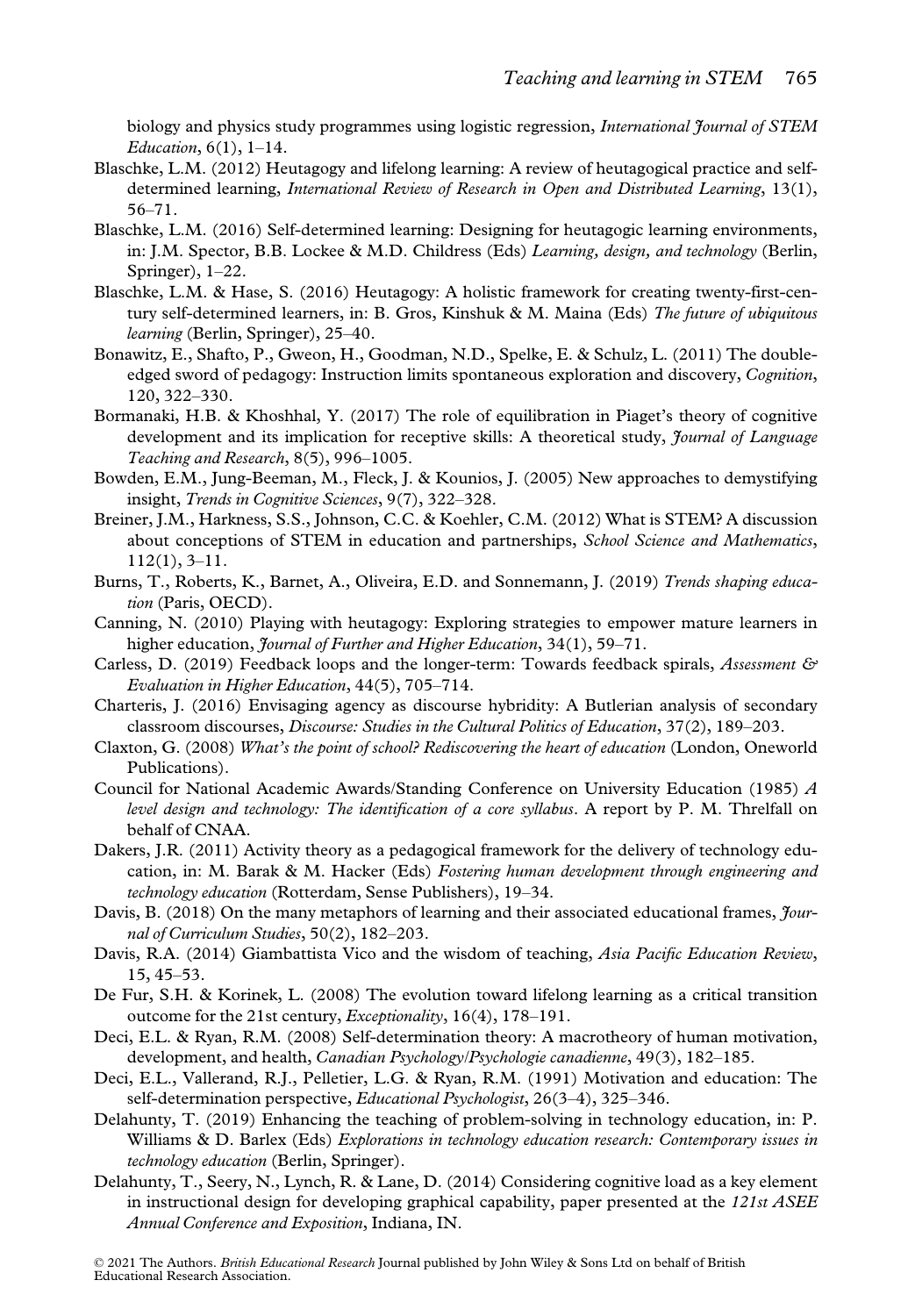biology and physics study programmes using logistic regression, *International Journal of STEM Education*, 6(1), 1–14.

Blaschke, L.M. (2012) Heutagogy and lifelong learning: A review of heutagogical practice and self-determined learning, *International Review of Research in Open and Distributed Learning*, 13(1), 56–71.

Blaschke, L.M. (2016) Self-determined learning: Designing for heutagogic learning environments, in: J.M. Spector, B.B. Lockee & M.D. Childress (Eds) *Learning, design, and technology* (Berlin, Springer), 1–22.

Blaschke, L.M. & Hase, S. (2016) Heutagogy: A holistic framework for creating twenty-first-century self-determined learners, in: B. Gros, Kinshuk & M. Maina (Eds) *The future of ubiquitous learning* (Berlin, Springer), 25–40.

Bonawitz, E., Shafto, P., Gweon, H., Goodman, N.D., Spelke, E. & Schulz, L. (2011) The double-edged sword of pedagogy: Instruction limits spontaneous exploration and discovery, *Cognition*, 120, 322–330.

Bormanaki, H.B. & Khoshhal, Y. (2017) The role of equilibration in Piaget's theory of cognitive development and its implication for receptive skills: A theoretical study, *Journal of Language Teaching and Research*, 8(5), 996–1005.

Bowden, E.M., Jung-Beeman, M., Fleck, J. & Kounios, J. (2005) New approaches to demystifying insight, *Trends in Cognitive Sciences*, 9(7), 322–328.

Breiner, J.M., Harkness, S.S., Johnson, C.C. & Koehler, C.M. (2012) What is STEM? A discussion about conceptions of STEM in education and partnerships, *School Science and Mathematics*, 112(1), 3–11.

Burns, T., Roberts, K., Barnet, A., Oliveira, E.D. and Sonnemann, J. (2019) *Trends shaping education* (Paris, OECD).

Canning, N. (2010) Playing with heutagogy: Exploring strategies to empower mature learners in higher education, *Journal of Further and Higher Education*, 34(1), 59–71.

Carless, D. (2019) Feedback loops and the longer-term: Towards feedback spirals, *Assessment & Evaluation in Higher Education*, 44(5), 705–714.

Charteris, J. (2016) Envisaging agency as discourse hybridity: A Butlerian analysis of secondary classroom discourses, *Discourse: Studies in the Cultural Politics of Education*, 37(2), 189–203.

Claxton, G. (2008) *What's the point of school? Rediscovering the heart of education* (London, Oneworld Publications).

Council for National Academic Awards/Standing Conference on University Education (1985) *A level design and technology: The identification of a core syllabus*. A report by P. M. Threlfall on behalf of CNAA.

Dakers, J.R. (2011) Activity theory as a pedagogical framework for the delivery of technology education, in: M. Barak & M. Hacker (Eds) *Fostering human development through engineering and technology education* (Rotterdam, Sense Publishers), 19–34.

Davis, B. (2018) On the many metaphors of learning and their associated educational frames, *Journal of Curriculum Studies*, 50(2), 182–203.

Davis, R.A. (2014) Giambattista Vico and the wisdom of teaching, *Asia Pacific Education Review*, 15, 45–53.

De Fur, S.H. & Korinek, L. (2008) The evolution toward lifelong learning as a critical transition outcome for the 21st century, *Exceptionality*, 16(4), 178–191.

Deci, E.L. & Ryan, R.M. (2008) Self-determination theory: A macrotheory of human motivation, development, and health, *Canadian Psychology/Psychologie canadienne*, 49(3), 182–185.

Deci, E.L., Vallerand, R.J., Pelletier, L.G. & Ryan, R.M. (1991) Motivation and education: The self-determination perspective, *Educational Psychologist*, 26(3–4), 325–346.

Delahunty, T. (2019) Enhancing the teaching of problem-solving in technology education, in: P. Williams & D. Barlex (Eds) *Explorations in technology education research: Contemporary issues in technology education* (Berlin, Springer).

Delahunty, T., Seery, N., Lynch, R. & Lane, D. (2014) Considering cognitive load as a key element in instructional design for developing graphical capability, paper presented at the *121st ASEE Annual Conference and Exposition*, Indiana, IN.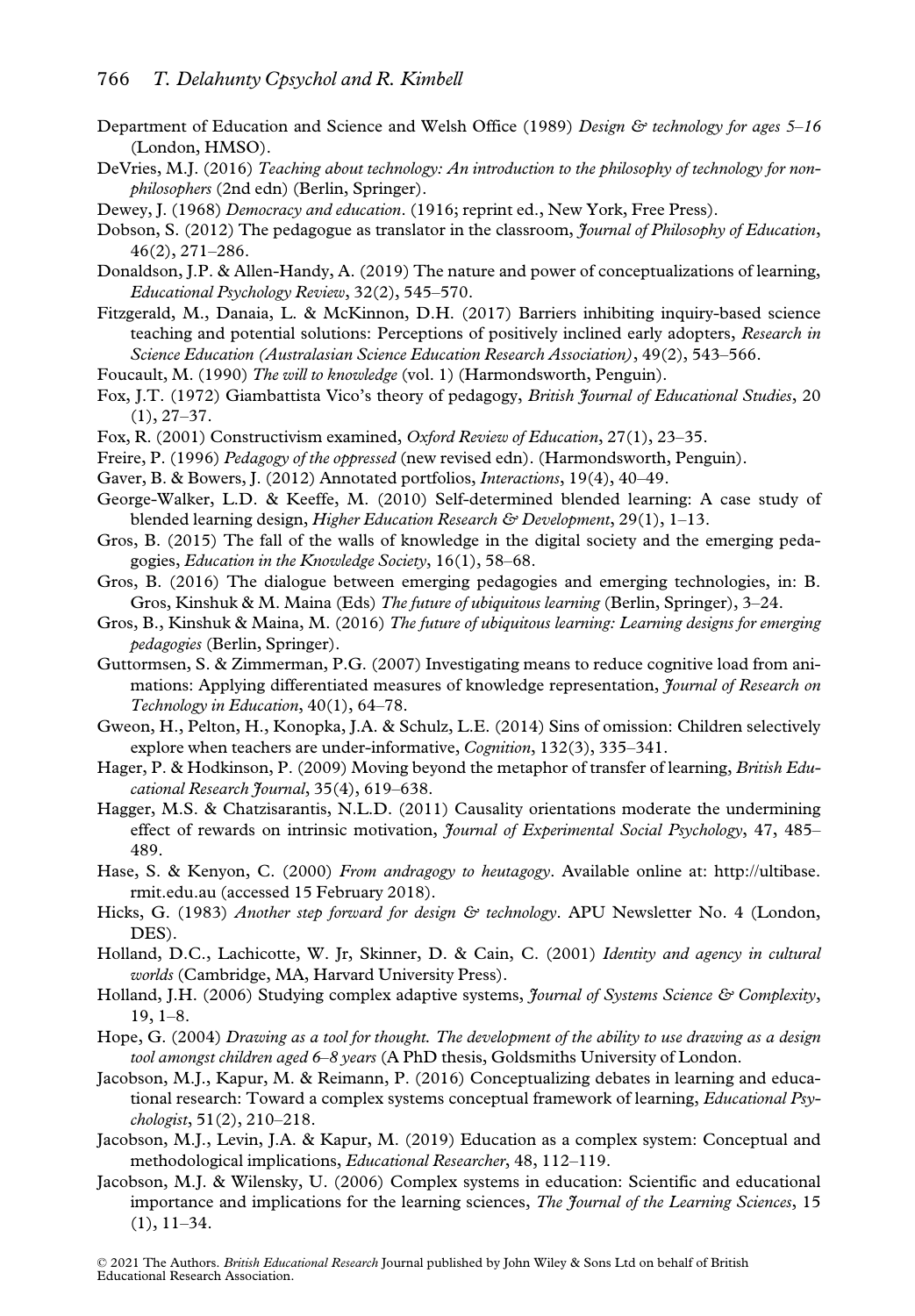Department of Education and Science and Welsh Office (1989) *Design & technology for ages 5–16* (London, HMSO).

DeVries, M.J. (2016) *Teaching about technology: An introduction to the philosophy of technology for non-philosophers* (2nd edn) (Berlin, Springer).

Dewey, J. (1968) *Democracy and education*. (1916; reprint ed., New York, Free Press).

Dobson, S. (2012) The pedagogue as translator in the classroom, *Journal of Philosophy of Education*, 46(2), 271–286.

Donaldson, J.P. & Allen-Handy, A. (2019) The nature and power of conceptualizations of learning, *Educational Psychology Review*, 32(2), 545–570.

Fitzgerald, M., Danaia, L. & McKinnon, D.H. (2017) Barriers inhibiting inquiry-based science teaching and potential solutions: Perceptions of positively inclined early adopters, *Research in Science Education (Australasian Science Education Research Association)*, 49(2), 543–566.

Foucault, M. (1990) *The will to knowledge* (vol. 1) (Harmondsworth, Penguin).

Fox, J.T. (1972) Giambattista Vico's theory of pedagogy, *British Journal of Educational Studies*, 20 (1), 27–37.

Fox, R. (2001) Constructivism examined, *Oxford Review of Education*, 27(1), 23–35.

Freire, P. (1996) *Pedagogy of the oppressed* (new revised edn). (Harmondsworth, Penguin).

Gaver, B. & Bowers, J. (2012) Annotated portfolios, *Interactions*, 19(4), 40–49.

George-Walker, L.D. & Keeffe, M. (2010) Self-determined blended learning: A case study of blended learning design, *Higher Education Research & Development*, 29(1), 1–13.

Gros, B. (2015) The fall of the walls of knowledge in the digital society and the emerging pedagogies, *Education in the Knowledge Society*, 16(1), 58–68.

Gros, B. (2016) The dialogue between emerging pedagogies and emerging technologies, in: B. Gros, Kinshuk & M. Maina (Eds) *The future of ubiquitous learning* (Berlin, Springer), 3–24.

Gros, B., Kinshuk & Maina, M. (2016) *The future of ubiquitous learning: Learning designs for emerging pedagogies* (Berlin, Springer).

Guttormsen, S. & Zimmerman, P.G. (2007) Investigating means to reduce cognitive load from animations: Applying differentiated measures of knowledge representation, *Journal of Research on Technology in Education*, 40(1), 64–78.

Gweon, H., Pelton, H., Konopka, J.A. & Schulz, L.E. (2014) Sins of omission: Children selectively explore when teachers are under-informative, *Cognition*, 132(3), 335–341.

Hager, P. & Hodkinson, P. (2009) Moving beyond the metaphor of transfer of learning, *British Educational Research Journal*, 35(4), 619–638.

Hagger, M.S. & Chatzisarantis, N.L.D. (2011) Causality orientations moderate the undermining effect of rewards on intrinsic motivation, *Journal of Experimental Social Psychology*, 47, 485–489.

Hase, S. & Kenyon, C. (2000) *From andragogy to heutagogy*. Available online at: http://ultibase.rmit.edu.au (accessed 15 February 2018).

Hicks, G. (1983) *Another step forward for design & technology*. APU Newsletter No. 4 (London, DES).

Holland, D.C., Lachicotte, W. Jr, Skinner, D. & Cain, C. (2001) *Identity and agency in cultural worlds* (Cambridge, MA, Harvard University Press).

Holland, J.H. (2006) Studying complex adaptive systems, *Journal of Systems Science & Complexity*, 19, 1–8.

Hope, G. (2004) *Drawing as a tool for thought. The development of the ability to use drawing as a design tool amongst children aged 6–8 years* (A PhD thesis, Goldsmiths University of London.

Jacobson, M.J., Kapur, M. & Reimann, P. (2016) Conceptualizing debates in learning and educational research: Toward a complex systems conceptual framework of learning, *Educational Psychologist*, 51(2), 210–218.

Jacobson, M.J., Levin, J.A. & Kapur, M. (2019) Education as a complex system: Conceptual and methodological implications, *Educational Researcher*, 48, 112–119.

Jacobson, M.J. & Wilensky, U. (2006) Complex systems in education: Scientific and educational importance and implications for the learning sciences, *The Journal of the Learning Sciences*, 15 (1), 11–34.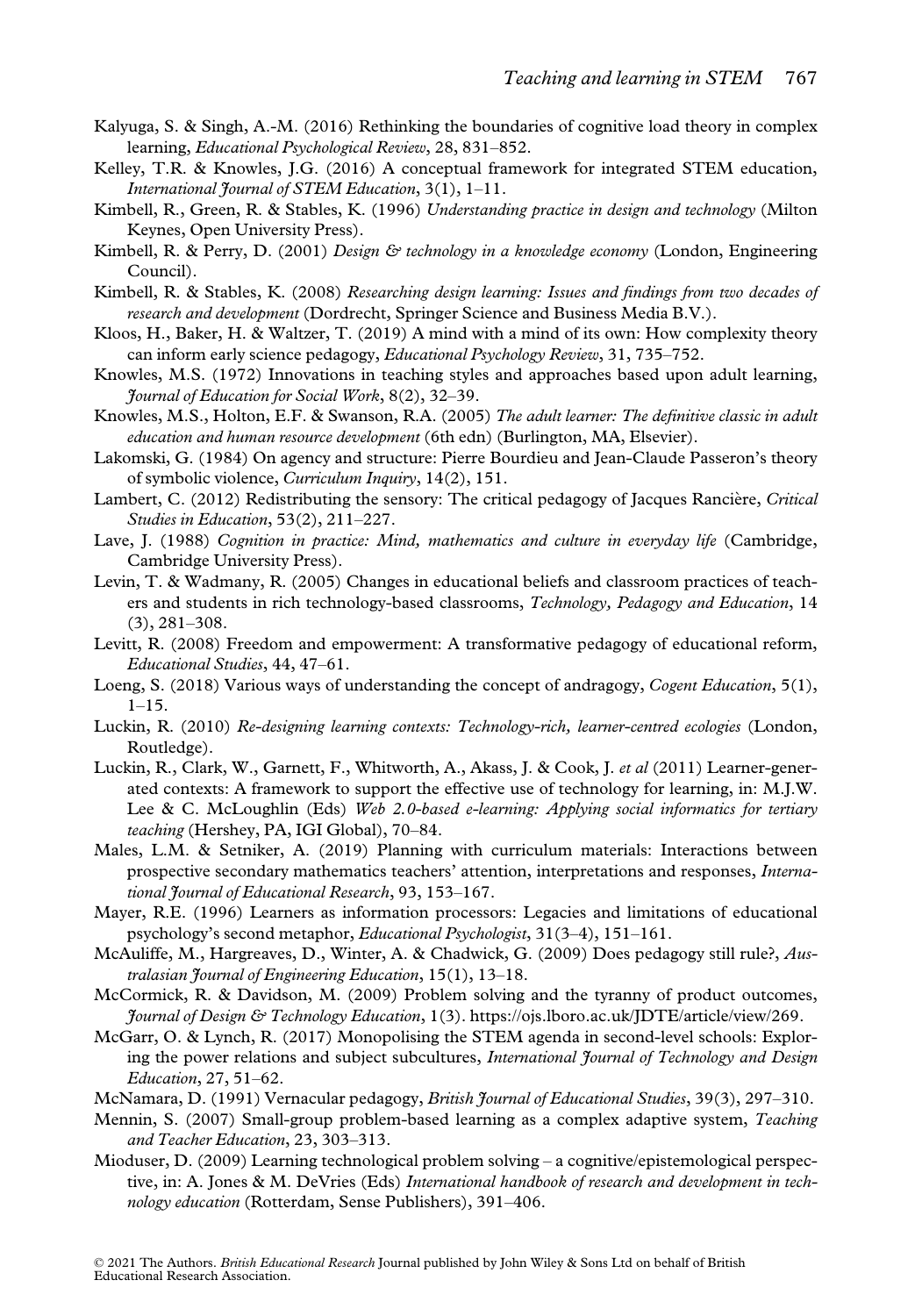Kalyuga, S. & Singh, A.-M. (2016) Rethinking the boundaries of cognitive load theory in complex learning, *Educational Psychological Review*, 28, 831–852.

Kelley, T.R. & Knowles, J.G. (2016) A conceptual framework for integrated STEM education, *International Journal of STEM Education*, 3(1), 1–11.

Kimbell, R., Green, R. & Stables, K. (1996) *Understanding practice in design and technology* (Milton Keynes, Open University Press).

Kimbell, R. & Perry, D. (2001) *Design & technology in a knowledge economy* (London, Engineering Council).

Kimbell, R. & Stables, K. (2008) *Researching design learning: Issues and findings from two decades of research and development* (Dordrecht, Springer Science and Business Media B.V.).

Kloos, H., Baker, H. & Waltzer, T. (2019) A mind with a mind of its own: How complexity theory can inform early science pedagogy, *Educational Psychology Review*, 31, 735–752.

Knowles, M.S. (1972) Innovations in teaching styles and approaches based upon adult learning, *Journal of Education for Social Work*, 8(2), 32–39.

Knowles, M.S., Holton, E.F. & Swanson, R.A. (2005) *The adult learner: The definitive classic in adult education and human resource development* (6th edn) (Burlington, MA, Elsevier).

Lakomski, G. (1984) On agency and structure: Pierre Bourdieu and Jean-Claude Passeron's theory of symbolic violence, *Curriculum Inquiry*, 14(2), 151.

Lambert, C. (2012) Redistributing the sensory: The critical pedagogy of Jacques Rancière, *Critical Studies in Education*, 53(2), 211–227.

Lave, J. (1988) *Cognition in practice: Mind, mathematics and culture in everyday life* (Cambridge, Cambridge University Press).

Levin, T. & Wadmany, R. (2005) Changes in educational beliefs and classroom practices of teachers and students in rich technology-based classrooms, *Technology, Pedagogy and Education*, 14 (3), 281–308.

Levitt, R. (2008) Freedom and empowerment: A transformative pedagogy of educational reform, *Educational Studies*, 44, 47–61.

Loeng, S. (2018) Various ways of understanding the concept of andragogy, *Cogent Education*, 5(1), 1–15.

Luckin, R. (2010) *Re-designing learning contexts: Technology-rich, learner-centred ecologies* (London, Routledge).

Luckin, R., Clark, W., Garnett, F., Whitworth, A., Akass, J. & Cook, J. *et al* (2011) Learner-generated contexts: A framework to support the effective use of technology for learning, in: M.J.W. Lee & C. McLoughlin (Eds) *Web 2.0-based e-learning: Applying social informatics for tertiary teaching* (Hershey, PA, IGI Global), 70–84.

Males, L.M. & Setniker, A. (2019) Planning with curriculum materials: Interactions between prospective secondary mathematics teachers' attention, interpretations and responses, *International Journal of Educational Research*, 93, 153–167.

Mayer, R.E. (1996) Learners as information processors: Legacies and limitations of educational psychology's second metaphor, *Educational Psychologist*, 31(3–4), 151–161.

McAuliffe, M., Hargreaves, D., Winter, A. & Chadwick, G. (2009) Does pedagogy still rule?, *Australasian Journal of Engineering Education*, 15(1), 13–18.

McCormick, R. & Davidson, M. (2009) Problem solving and the tyranny of product outcomes, *Journal of Design & Technology Education*, 1(3). https://ojs.lboro.ac.uk/JDTE/article/view/269.

McGarr, O. & Lynch, R. (2017) Monopolising the STEM agenda in second-level schools: Exploring the power relations and subject subcultures, *International Journal of Technology and Design Education*, 27, 51–62.

McNamara, D. (1991) Vernacular pedagogy, *British Journal of Educational Studies*, 39(3), 297–310.

Mennin, S. (2007) Small-group problem-based learning as a complex adaptive system, *Teaching and Teacher Education*, 23, 303–313.

Mioduser, D. (2009) Learning technological problem solving – a cognitive/epistemological perspective, in: A. Jones & M. DeVries (Eds) *International handbook of research and development in technology education* (Rotterdam, Sense Publishers), 391–406.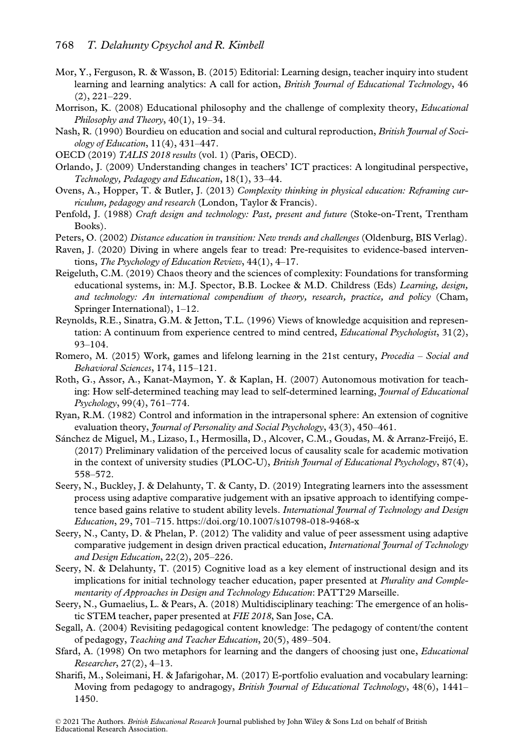Mor, Y., Ferguson, R. & Wasson, B. (2015) Editorial: Learning design, teacher inquiry into student learning and learning analytics: A call for action, *British Journal of Educational Technology*, 46 (2), 221–229.

Morrison, K. (2008) Educational philosophy and the challenge of complexity theory, *Educational Philosophy and Theory*, 40(1), 19–34.

Nash, R. (1990) Bourdieu on education and social and cultural reproduction, *British Journal of Sociology of Education*, 11(4), 431–447.

OECD (2019) *TALIS 2018 results* (vol. 1) (Paris, OECD).

Orlando, J. (2009) Understanding changes in teachers' ICT practices: A longitudinal perspective, *Technology, Pedagogy and Education*, 18(1), 33–44.

Ovens, A., Hopper, T. & Butler, J. (2013) *Complexity thinking in physical education: Reframing curriculum, pedagogy and research* (London, Taylor & Francis).

Penfold, J. (1988) *Craft design and technology: Past, present and future* (Stoke-on-Trent, Trentham Books).

Peters, O. (2002) *Distance education in transition: New trends and challenges* (Oldenburg, BIS Verlag).

Raven, J. (2020) Diving in where angels fear to tread: Pre-requisites to evidence-based interventions, *The Psychology of Education Review*, 44(1), 4–17.

Reigeluth, C.M. (2019) Chaos theory and the sciences of complexity: Foundations for transforming educational systems, in: M.J. Spector, B.B. Lockee & M.D. Childress (Eds) *Learning, design, and technology: An international compendium of theory, research, practice, and policy* (Cham, Springer International), 1–12.

Reynolds, R.E., Sinatra, G.M. & Jetton, T.L. (1996) Views of knowledge acquisition and representation: A continuum from experience centred to mind centred, *Educational Psychologist*, 31(2), 93–104.

Romero, M. (2015) Work, games and lifelong learning in the 21st century, *Procedia – Social and Behavioral Sciences*, 174, 115–121.

Roth, G., Assor, A., Kanat-Maymon, Y. & Kaplan, H. (2007) Autonomous motivation for teaching: How self-determined teaching may lead to self-determined learning, *Journal of Educational Psychology*, 99(4), 761–774.

Ryan, R.M. (1982) Control and information in the intrapersonal sphere: An extension of cognitive evaluation theory, *Journal of Personality and Social Psychology*, 43(3), 450–461.

Sánchez de Miguel, M., Lizaso, I., Hermosilla, D., Alcover, C.M., Goudas, M. & Arranz-Freijó, E. (2017) Preliminary validation of the perceived locus of causality scale for academic motivation in the context of university studies (PLOC-U), *British Journal of Educational Psychology*, 87(4), 558–572.

Seery, N., Buckley, J. & Delahunty, T. & Canty, D. (2019) Integrating learners into the assessment process using adaptive comparative judgement with an ipsative approach to identifying competence based gains relative to student ability levels. *International Journal of Technology and Design Education*, 29, 701–715. https://doi.org/10.1007/s10798-018-9468-x

Seery, N., Canty, D. & Phelan, P. (2012) The validity and value of peer assessment using adaptive comparative judgement in design driven practical education, *International Journal of Technology and Design Education*, 22(2), 205–226.

Seery, N. & Delahunty, T. (2015) Cognitive load as a key element of instructional design and its implications for initial technology teacher education, paper presented at *Plurality and Complementarity of Approaches in Design and Technology Education*: PATT29 Marseille.

Seery, N., Gumaelius, L. & Pears, A. (2018) Multidisciplinary teaching: The emergence of an holistic STEM teacher, paper presented at *FIE 2018*, San Jose, CA.

Segall, A. (2004) Revisiting pedagogical content knowledge: The pedagogy of content/the content of pedagogy, *Teaching and Teacher Education*, 20(5), 489–504.

Sfard, A. (1998) On two metaphors for learning and the dangers of choosing just one, *Educational Researcher*, 27(2), 4–13.

Sharifi, M., Soleimani, H. & Jafarigohar, M. (2017) E-portfolio evaluation and vocabulary learning: Moving from pedagogy to andragogy, *British Journal of Educational Technology*, 48(6), 1441–1450.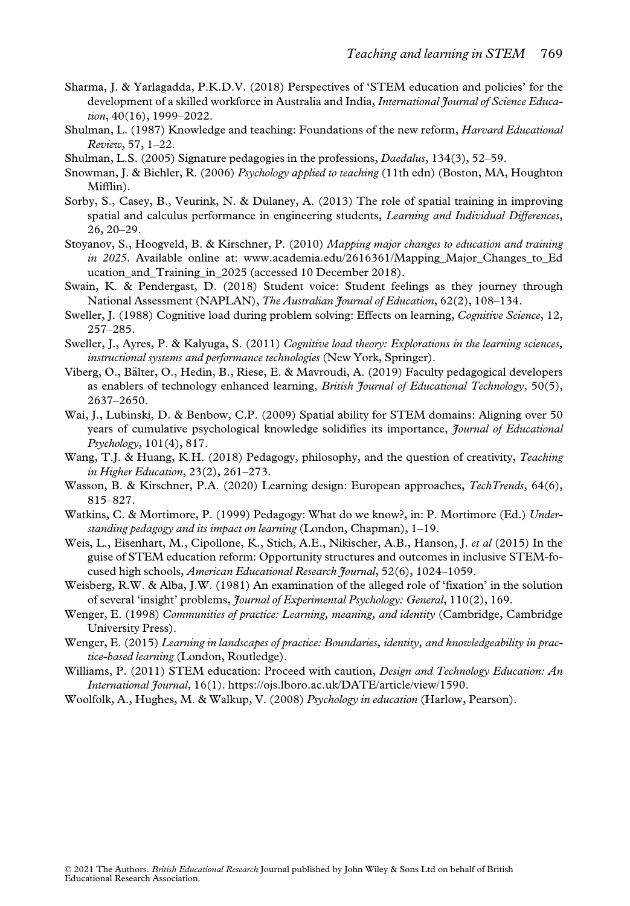Sharma, J. & Yarlagadda, P.K.D.V. (2018) Perspectives of 'STEM education and policies' for the development of a skilled workforce in Australia and India, *International Journal of Science Education*, 40(16), 1999–2022.

Shulman, L. (1987) Knowledge and teaching: Foundations of the new reform, *Harvard Educational Review*, 57, 1–22.

Shulman, L.S. (2005) Signature pedagogies in the professions, *Daedalus*, 134(3), 52–59.

Snowman, J. & Biehler, R. (2006) *Psychology applied to teaching* (11th edn) (Boston, MA, Houghton Mifflin).

Sorby, S., Casey, B., Veurink, N. & Dulaney, A. (2013) The role of spatial training in improving spatial and calculus performance in engineering students, *Learning and Individual Differences*, 26, 20–29.

Stoyanov, S., Hoogveld, B. & Kirschner, P. (2010) *Mapping major changes to education and training in 2025*. Available online at: www.academia.edu/2616361/Mapping_Major_Changes_to_Education_and_Training_in_2025 (accessed 10 December 2018).

Swain, K. & Pendergast, D. (2018) Student voice: Student feelings as they journey through National Assessment (NAPLAN), *The Australian Journal of Education*, 62(2), 108–134.

Sweller, J. (1988) Cognitive load during problem solving: Effects on learning, *Cognitive Science*, 12, 257–285.

Sweller, J., Ayres, P. & Kalyuga, S. (2011) *Cognitive load theory: Explorations in the learning sciences, instructional systems and performance technologies* (New York, Springer).

Viberg, O., Bälter, O., Hedin, B., Riese, E. & Mavroudi, A. (2019) Faculty pedagogical developers as enablers of technology enhanced learning, *British Journal of Educational Technology*, 50(5), 2637–2650.

Wai, J., Lubinski, D. & Benbow, C.P. (2009) Spatial ability for STEM domains: Aligning over 50 years of cumulative psychological knowledge solidifies its importance, *Journal of Educational Psychology*, 101(4), 817.

Wang, T.J. & Huang, K.H. (2018) Pedagogy, philosophy, and the question of creativity, *Teaching in Higher Education*, 23(2), 261–273.

Wasson, B. & Kirschner, P.A. (2020) Learning design: European approaches, *TechTrends*, 64(6), 815–827.

Watkins, C. & Mortimore, P. (1999) Pedagogy: What do we know?, in: P. Mortimore (Ed.) *Understanding pedagogy and its impact on learning* (London, Chapman), 1–19.

Weis, L., Eisenhart, M., Cipollone, K., Stich, A.E., Nikischer, A.B., Hanson, J. *et al* (2015) In the guise of STEM education reform: Opportunity structures and outcomes in inclusive STEM-focused high schools, *American Educational Research Journal*, 52(6), 1024–1059.

Weisberg, R.W. & Alba, J.W. (1981) An examination of the alleged role of 'fixation' in the solution of several 'insight' problems, *Journal of Experimental Psychology: General*, 110(2), 169.

Wenger, E. (1998) *Communities of practice: Learning, meaning, and identity* (Cambridge, Cambridge University Press).

Wenger, E. (2015) *Learning in landscapes of practice: Boundaries, identity, and knowledgeability in practice-based learning* (London, Routledge).

Williams, P. (2011) STEM education: Proceed with caution, *Design and Technology Education: An International Journal*, 16(1). https://ojs.lboro.ac.uk/DATE/article/view/1590.

Woolfolk, A., Hughes, M. & Walkup, V. (2008) *Psychology in education* (Harlow, Pearson).